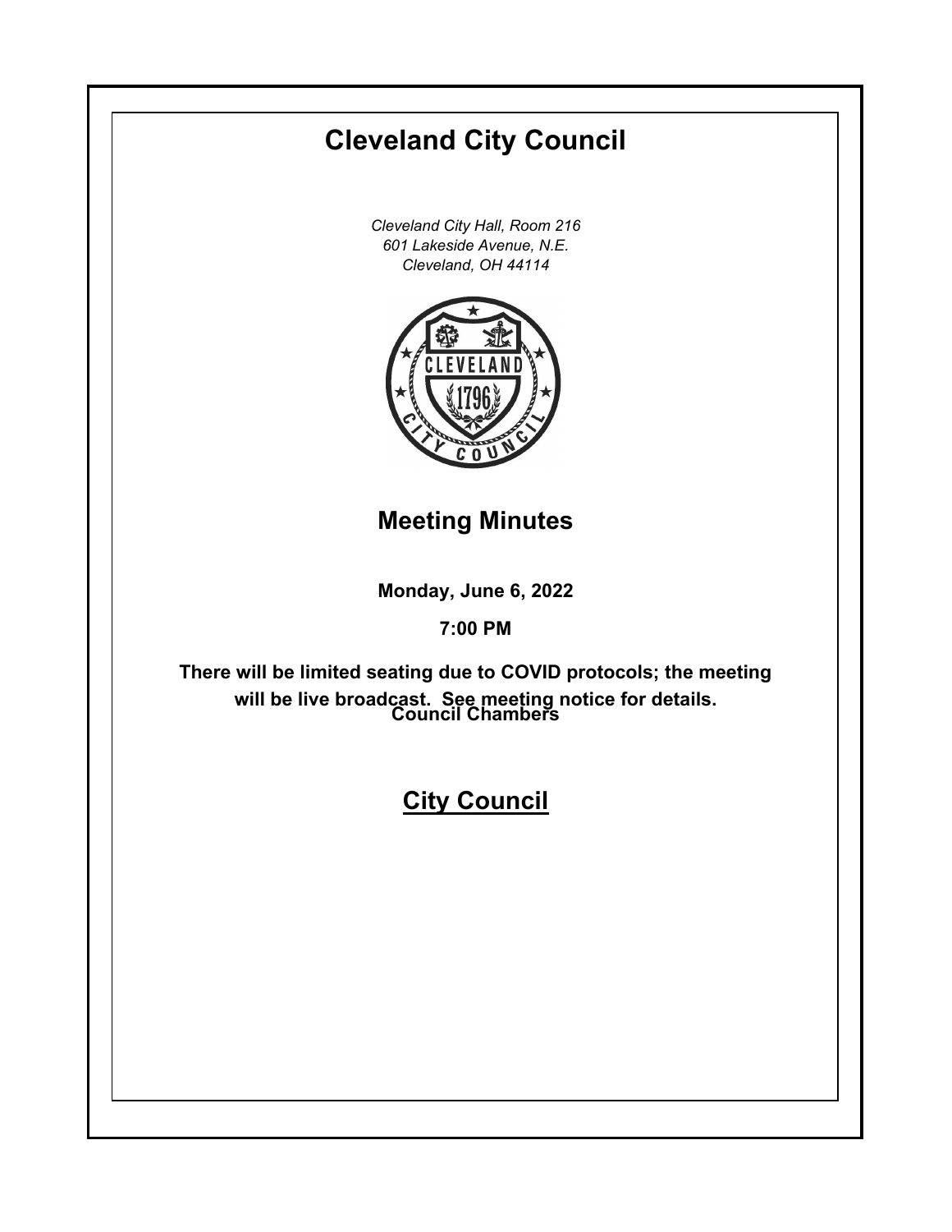# Cleveland City Council

*Cleveland City Hall, Room 216*
*601 Lakeside Avenue, N.E.*
*Cleveland, OH 44114*

## Meeting Minutes

**Monday, June 6, 2022**

**7:00 PM**

**Council Chambers**

**There will be limited seating due to COVID protocols; the meeting will be live broadcast. See meeting notice for details.**

## City Council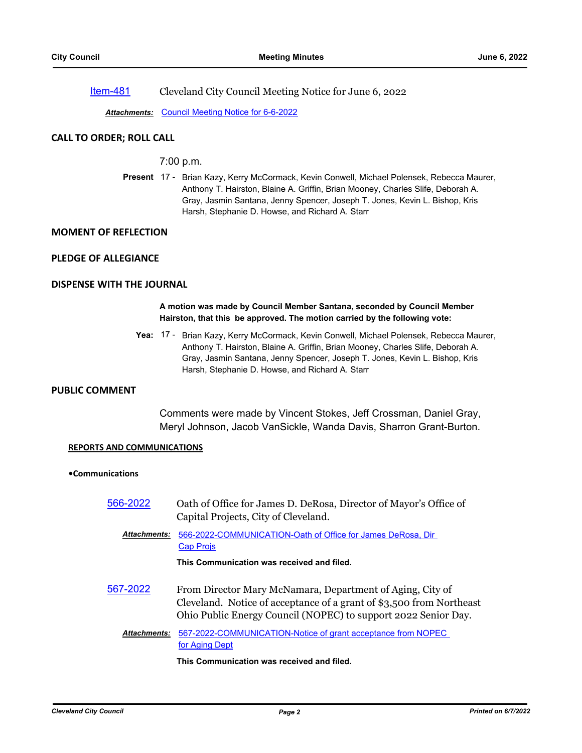Item-481 Cleveland City Council Meeting Notice for June 6, 2022

***Attachments:*** Council Meeting Notice for 6-6-2022

## CALL TO ORDER; ROLL CALL

7:00 p.m.

**Present** 17 - Brian Kazy, Kerry McCormack, Kevin Conwell, Michael Polensek, Rebecca Maurer, Anthony T. Hairston, Blaine A. Griffin, Brian Mooney, Charles Slife, Deborah A. Gray, Jasmin Santana, Jenny Spencer, Joseph T. Jones, Kevin L. Bishop, Kris Harsh, Stephanie D. Howse, and Richard A. Starr

## MOMENT OF REFLECTION

## PLEDGE OF ALLEGIANCE

## DISPENSE WITH THE JOURNAL

**A motion was made by Council Member Santana, seconded by Council Member Hairston, that this be approved. The motion carried by the following vote:**

**Yea:** 17 - Brian Kazy, Kerry McCormack, Kevin Conwell, Michael Polensek, Rebecca Maurer, Anthony T. Hairston, Blaine A. Griffin, Brian Mooney, Charles Slife, Deborah A. Gray, Jasmin Santana, Jenny Spencer, Joseph T. Jones, Kevin L. Bishop, Kris Harsh, Stephanie D. Howse, and Richard A. Starr

## PUBLIC COMMENT

Comments were made by Vincent Stokes, Jeff Crossman, Daniel Gray, Meryl Johnson, Jacob VanSickle, Wanda Davis, Sharron Grant-Burton.

### REPORTS AND COMMUNICATIONS

**•Communications**

566-2022 Oath of Office for James D. DeRosa, Director of Mayor's Office of Capital Projects, City of Cleveland.

***Attachments:*** 566-2022-COMMUNICATION-Oath of Office for James DeRosa, Dir Cap Projs

**This Communication was received and filed.**

567-2022 From Director Mary McNamara, Department of Aging, City of Cleveland. Notice of acceptance of a grant of $3,500 from Northeast Ohio Public Energy Council (NOPEC) to support 2022 Senior Day.

***Attachments:*** 567-2022-COMMUNICATION-Notice of grant acceptance from NOPEC for Aging Dept

**This Communication was received and filed.**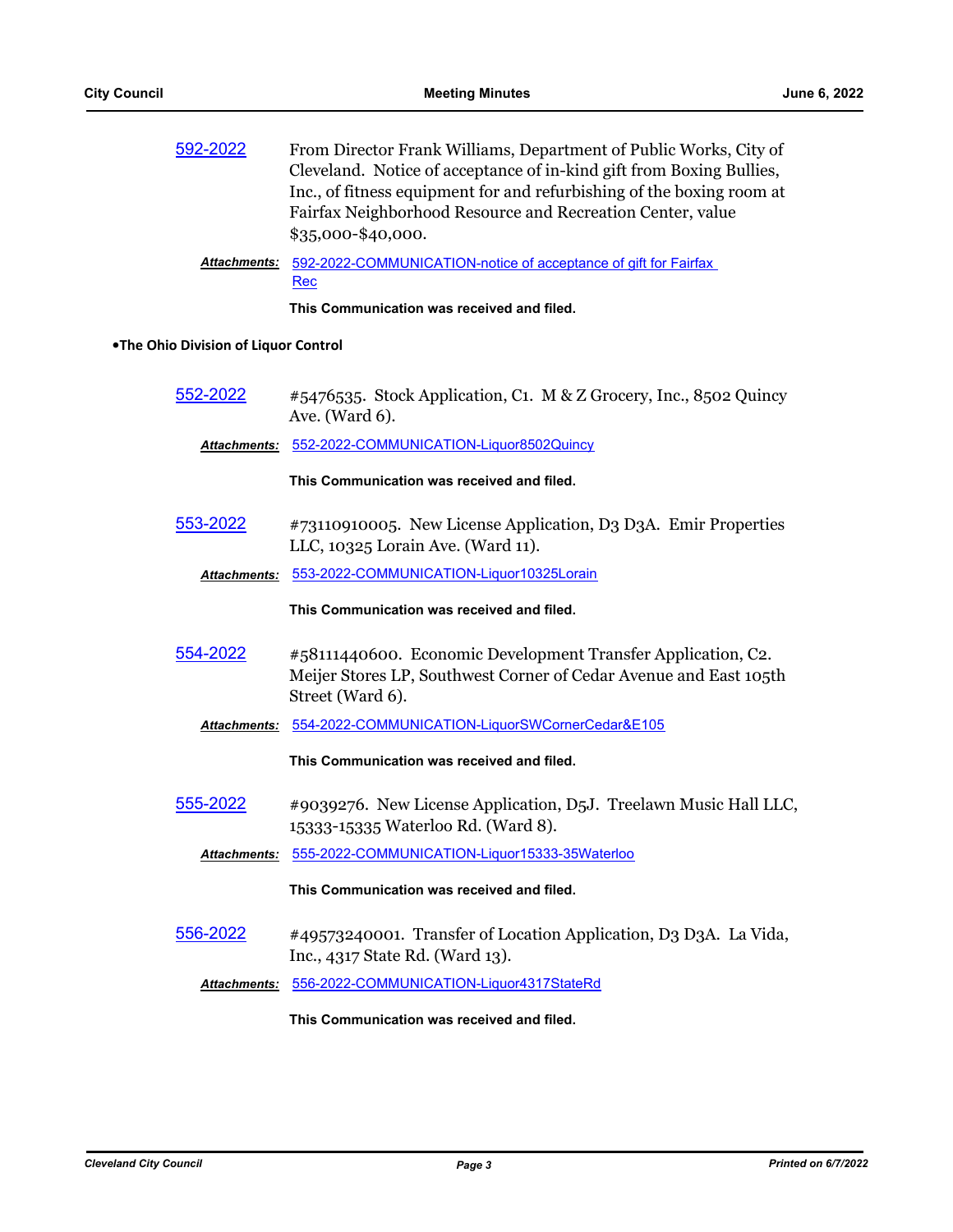[592-2022](#) From Director Frank Williams, Department of Public Works, City of Cleveland. Notice of acceptance of in-kind gift from Boxing Bullies, Inc., of fitness equipment for and refurbishing of the boxing room at Fairfax Neighborhood Resource and Recreation Center, value $35,000-$40,000.

***Attachments:*** 592-2022-COMMUNICATION-notice of acceptance of gift for Fairfax Rec

**This Communication was received and filed.**

**•The Ohio Division of Liquor Control**

552-2022 #5476535. Stock Application, C1. M & Z Grocery, Inc., 8502 Quincy Ave. (Ward 6).

***Attachments:*** 552-2022-COMMUNICATION-Liquor8502Quincy

**This Communication was received and filed.**

553-2022 #73110910005. New License Application, D3 D3A. Emir Properties LLC, 10325 Lorain Ave. (Ward 11).

***Attachments:*** 553-2022-COMMUNICATION-Liquor10325Lorain

**This Communication was received and filed.**

554-2022 #58111440600. Economic Development Transfer Application, C2. Meijer Stores LP, Southwest Corner of Cedar Avenue and East 105th Street (Ward 6).

***Attachments:*** 554-2022-COMMUNICATION-LiquorSWCornerCedar&E105

**This Communication was received and filed.**

555-2022 #9039276. New License Application, D5J. Treelawn Music Hall LLC, 15333-15335 Waterloo Rd. (Ward 8).

***Attachments:*** 555-2022-COMMUNICATION-Liquor15333-35Waterloo

**This Communication was received and filed.**

556-2022 #49573240001. Transfer of Location Application, D3 D3A. La Vida, Inc., 4317 State Rd. (Ward 13).

***Attachments:*** 556-2022-COMMUNICATION-Liquor4317StateRd

**This Communication was received and filed.**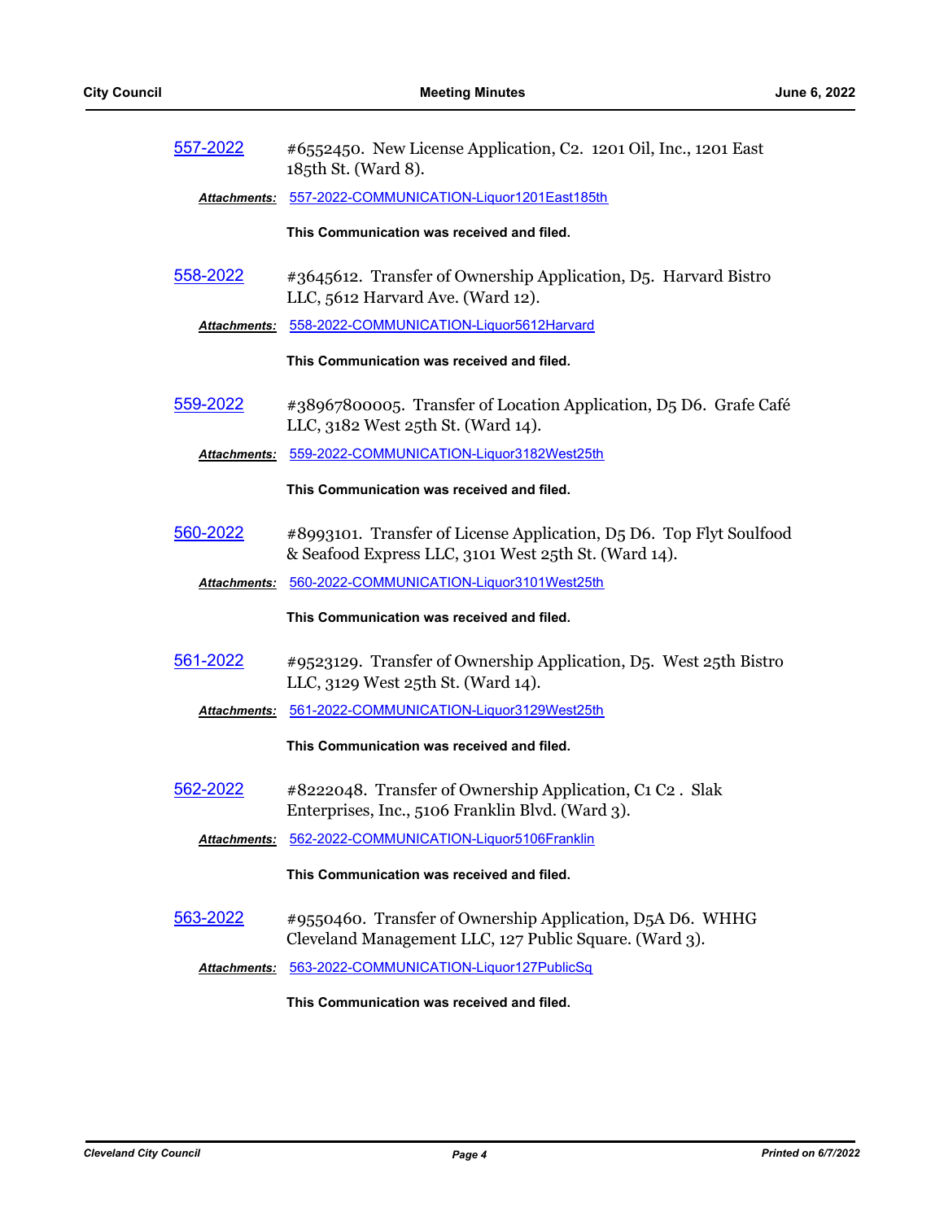557-2022 #6552450. New License Application, C2. 1201 Oil, Inc., 1201 East 185th St. (Ward 8).

*Attachments:* 557-2022-COMMUNICATION-Liquor1201East185th

**This Communication was received and filed.**

558-2022 #3645612. Transfer of Ownership Application, D5. Harvard Bistro LLC, 5612 Harvard Ave. (Ward 12).

*Attachments:* 558-2022-COMMUNICATION-Liquor5612Harvard

**This Communication was received and filed.**

559-2022 #38967800005. Transfer of Location Application, D5 D6. Grafe Café LLC, 3182 West 25th St. (Ward 14).

*Attachments:* 559-2022-COMMUNICATION-Liquor3182West25th

**This Communication was received and filed.**

560-2022 #8993101. Transfer of License Application, D5 D6. Top Flyt Soulfood & Seafood Express LLC, 3101 West 25th St. (Ward 14).

*Attachments:* 560-2022-COMMUNICATION-Liquor3101West25th

**This Communication was received and filed.**

561-2022 #9523129. Transfer of Ownership Application, D5. West 25th Bistro LLC, 3129 West 25th St. (Ward 14).

*Attachments:* 561-2022-COMMUNICATION-Liquor3129West25th

**This Communication was received and filed.**

562-2022 #8222048. Transfer of Ownership Application, C1 C2 . Slak Enterprises, Inc., 5106 Franklin Blvd. (Ward 3).

*Attachments:* 562-2022-COMMUNICATION-Liquor5106Franklin

**This Communication was received and filed.**

563-2022 #9550460. Transfer of Ownership Application, D5A D6. WHHG Cleveland Management LLC, 127 Public Square. (Ward 3).

*Attachments:* 563-2022-COMMUNICATION-Liquor127PublicSq

**This Communication was received and filed.**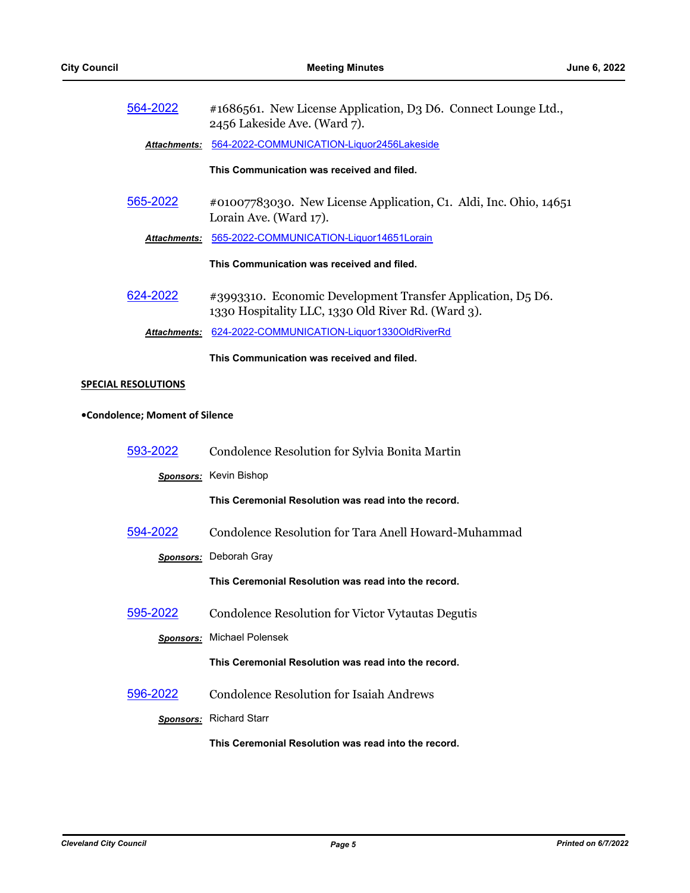564-2022 #1686561. New License Application, D3 D6. Connect Lounge Ltd., 2456 Lakeside Ave. (Ward 7).

*Attachments:* 564-2022-COMMUNICATION-Liquor2456Lakeside

**This Communication was received and filed.**

565-2022 #01007783030. New License Application, C1. Aldi, Inc. Ohio, 14651 Lorain Ave. (Ward 17).

*Attachments:* 565-2022-COMMUNICATION-Liquor14651Lorain

**This Communication was received and filed.**

624-2022 #3993310. Economic Development Transfer Application, D5 D6. 1330 Hospitality LLC, 1330 Old River Rd. (Ward 3).

*Attachments:* 624-2022-COMMUNICATION-Liquor1330OldRiverRd

**This Communication was received and filed.**

## SPECIAL RESOLUTIONS

**•Condolence; Moment of Silence**

593-2022 Condolence Resolution for Sylvia Bonita Martin

*Sponsors:* Kevin Bishop

**This Ceremonial Resolution was read into the record.**

594-2022 Condolence Resolution for Tara Anell Howard-Muhammad

*Sponsors:* Deborah Gray

**This Ceremonial Resolution was read into the record.**

595-2022 Condolence Resolution for Victor Vytautas Degutis

*Sponsors:* Michael Polensek

**This Ceremonial Resolution was read into the record.**

596-2022 Condolence Resolution for Isaiah Andrews

*Sponsors:* Richard Starr

**This Ceremonial Resolution was read into the record.**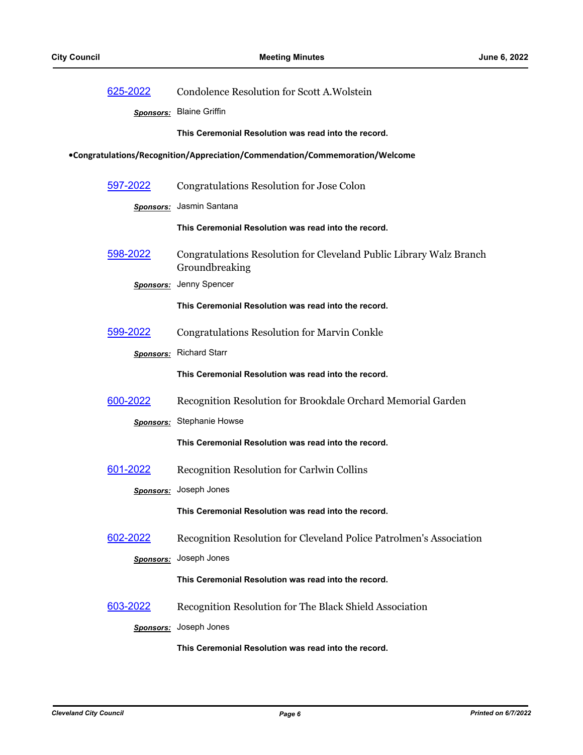[625-2022](625-2022) Condolence Resolution for Scott A.Wolstein

***Sponsors:*** Blaine Griffin

**This Ceremonial Resolution was read into the record.**

**•Congratulations/Recognition/Appreciation/Commendation/Commemoration/Welcome**

[597-2022](597-2022) Congratulations Resolution for Jose Colon

***Sponsors:*** Jasmin Santana

**This Ceremonial Resolution was read into the record.**

[598-2022](598-2022) Congratulations Resolution for Cleveland Public Library Walz Branch Groundbreaking

***Sponsors:*** Jenny Spencer

**This Ceremonial Resolution was read into the record.**

[599-2022](599-2022) Congratulations Resolution for Marvin Conkle

***Sponsors:*** Richard Starr

**This Ceremonial Resolution was read into the record.**

[600-2022](600-2022) Recognition Resolution for Brookdale Orchard Memorial Garden

***Sponsors:*** Stephanie Howse

**This Ceremonial Resolution was read into the record.**

[601-2022](601-2022) Recognition Resolution for Carlwin Collins

***Sponsors:*** Joseph Jones

**This Ceremonial Resolution was read into the record.**

[602-2022](602-2022) Recognition Resolution for Cleveland Police Patrolmen's Association

***Sponsors:*** Joseph Jones

**This Ceremonial Resolution was read into the record.**

[603-2022](603-2022) Recognition Resolution for The Black Shield Association

***Sponsors:*** Joseph Jones

**This Ceremonial Resolution was read into the record.**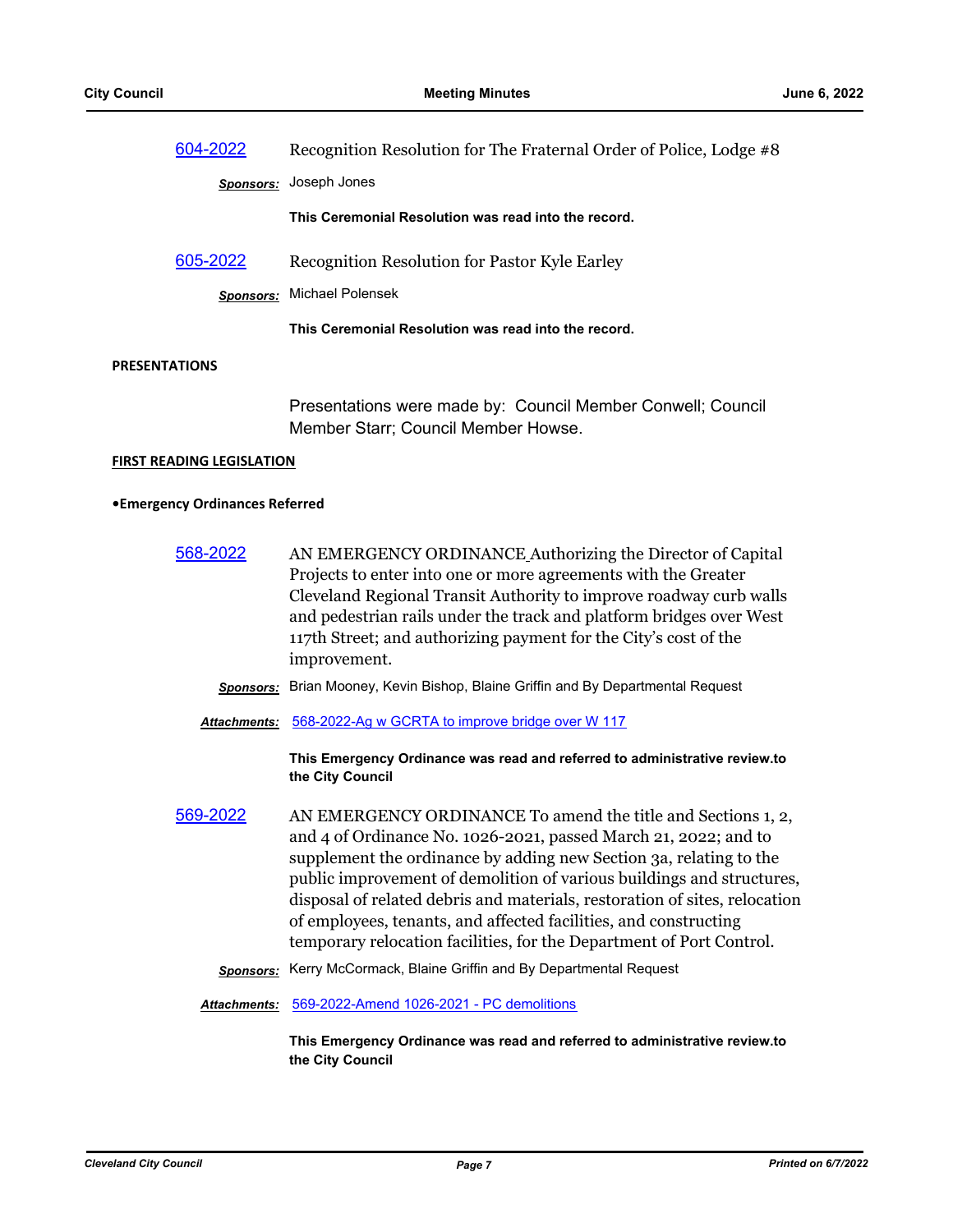604-2022 Recognition Resolution for The Fraternal Order of Police, Lodge #8

***Sponsors:*** Joseph Jones

**This Ceremonial Resolution was read into the record.**

605-2022 Recognition Resolution for Pastor Kyle Earley

***Sponsors:*** Michael Polensek

**This Ceremonial Resolution was read into the record.**

## PRESENTATIONS

Presentations were made by: Council Member Conwell; Council Member Starr; Council Member Howse.

## FIRST READING LEGISLATION

### •Emergency Ordinances Referred

568-2022 AN EMERGENCY ORDINANCE Authorizing the Director of Capital Projects to enter into one or more agreements with the Greater Cleveland Regional Transit Authority to improve roadway curb walls and pedestrian rails under the track and platform bridges over West 117th Street; and authorizing payment for the City's cost of the improvement.

***Sponsors:*** Brian Mooney, Kevin Bishop, Blaine Griffin and By Departmental Request

***Attachments:*** 568-2022-Ag w GCRTA to improve bridge over W 117

**This Emergency Ordinance was read and referred to administrative review.to the City Council**

569-2022 AN EMERGENCY ORDINANCE To amend the title and Sections 1, 2, and 4 of Ordinance No. 1026-2021, passed March 21, 2022; and to supplement the ordinance by adding new Section 3a, relating to the public improvement of demolition of various buildings and structures, disposal of related debris and materials, restoration of sites, relocation of employees, tenants, and affected facilities, and constructing temporary relocation facilities, for the Department of Port Control.

***Sponsors:*** Kerry McCormack, Blaine Griffin and By Departmental Request

***Attachments:*** 569-2022-Amend 1026-2021 - PC demolitions

**This Emergency Ordinance was read and referred to administrative review.to the City Council**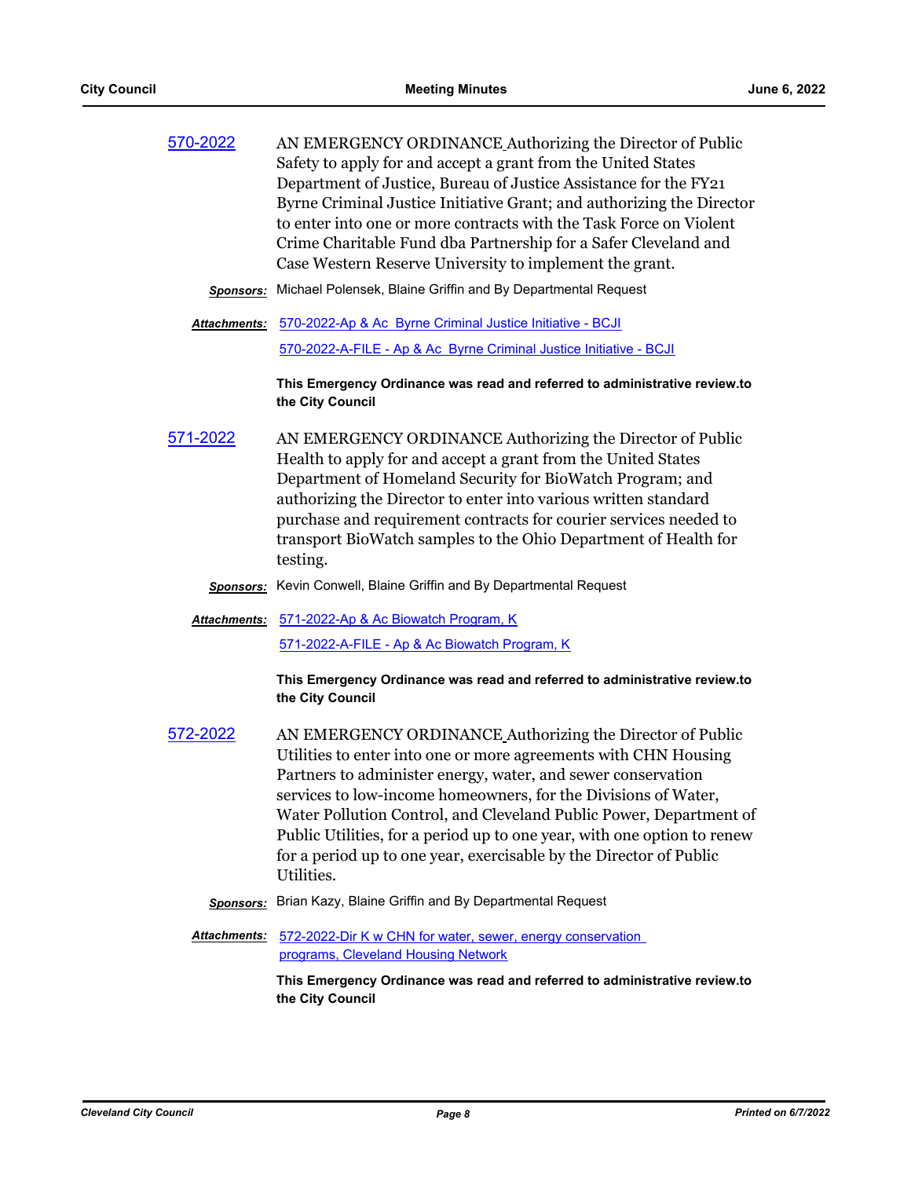**570-2022** AN EMERGENCY ORDINANCE Authorizing the Director of Public Safety to apply for and accept a grant from the United States Department of Justice, Bureau of Justice Assistance for the FY21 Byrne Criminal Justice Initiative Grant; and authorizing the Director to enter into one or more contracts with the Task Force on Violent Crime Charitable Fund dba Partnership for a Safer Cleveland and Case Western Reserve University to implement the grant.

***Sponsors:*** Michael Polensek, Blaine Griffin and By Departmental Request

***Attachments:*** 570-2022-Ap & Ac Byrne Criminal Justice Initiative - BCJI
570-2022-A-FILE - Ap & Ac Byrne Criminal Justice Initiative - BCJI

**This Emergency Ordinance was read and referred to administrative review.to the City Council**

**571-2022** AN EMERGENCY ORDINANCE Authorizing the Director of Public Health to apply for and accept a grant from the United States Department of Homeland Security for BioWatch Program; and authorizing the Director to enter into various written standard purchase and requirement contracts for courier services needed to transport BioWatch samples to the Ohio Department of Health for testing.

***Sponsors:*** Kevin Conwell, Blaine Griffin and By Departmental Request

***Attachments:*** 571-2022-Ap & Ac Biowatch Program, K
571-2022-A-FILE - Ap & Ac Biowatch Program, K

**This Emergency Ordinance was read and referred to administrative review.to the City Council**

**572-2022** AN EMERGENCY ORDINANCE Authorizing the Director of Public Utilities to enter into one or more agreements with CHN Housing Partners to administer energy, water, and sewer conservation services to low-income homeowners, for the Divisions of Water, Water Pollution Control, and Cleveland Public Power, Department of Public Utilities, for a period up to one year, with one option to renew for a period up to one year, exercisable by the Director of Public Utilities.

***Sponsors:*** Brian Kazy, Blaine Griffin and By Departmental Request

***Attachments:*** 572-2022-Dir K w CHN for water, sewer, energy conservation programs, Cleveland Housing Network

**This Emergency Ordinance was read and referred to administrative review.to the City Council**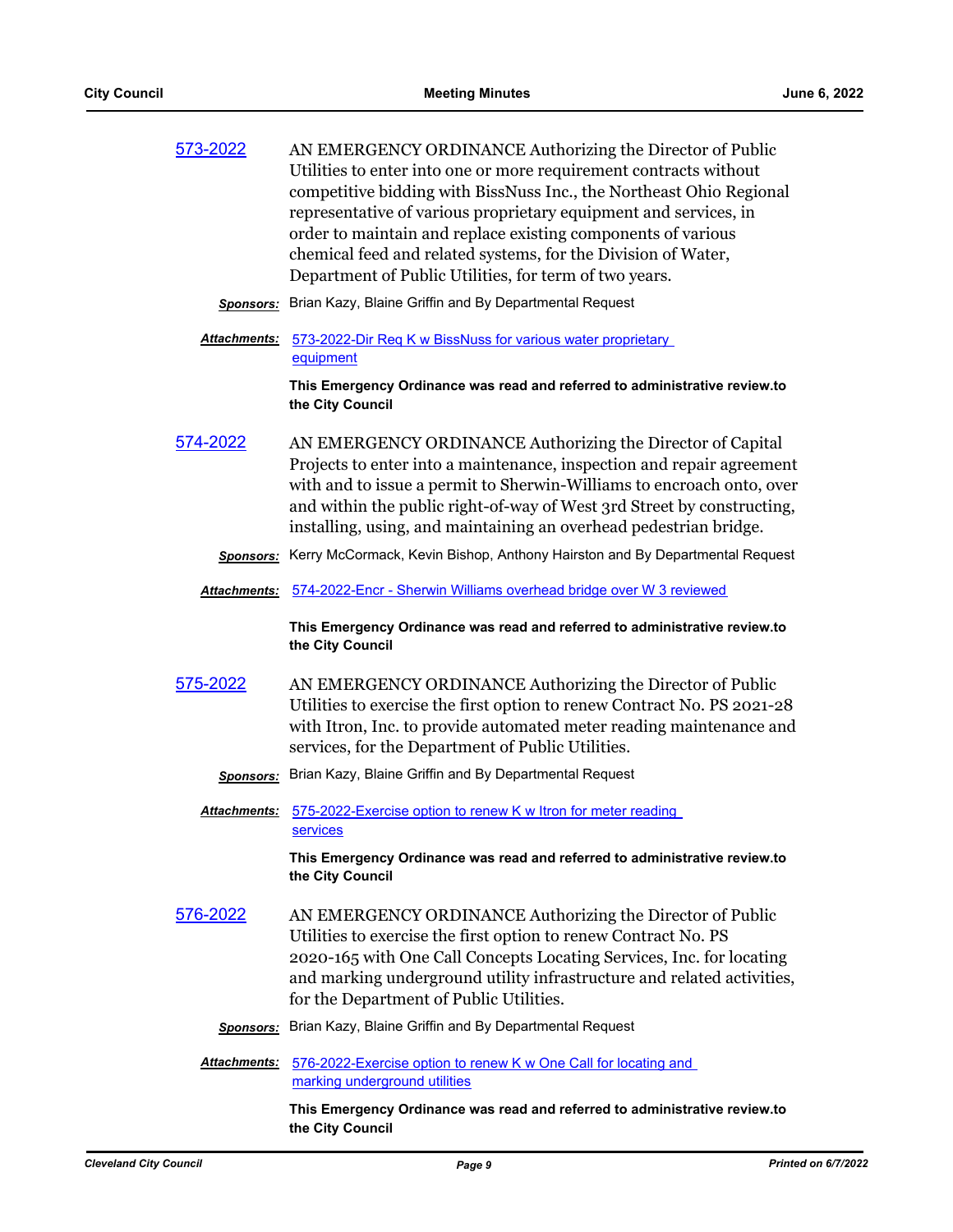[573-2022](573-2022) AN EMERGENCY ORDINANCE Authorizing the Director of Public Utilities to enter into one or more requirement contracts without competitive bidding with BissNuss Inc., the Northeast Ohio Regional representative of various proprietary equipment and services, in order to maintain and replace existing components of various chemical feed and related systems, for the Division of Water, Department of Public Utilities, for term of two years.

***Sponsors:*** Brian Kazy, Blaine Griffin and By Departmental Request

***Attachments:*** 573-2022-Dir Req K w BissNuss for various water proprietary equipment

**This Emergency Ordinance was read and referred to administrative review.to the City Council**

574-2022 AN EMERGENCY ORDINANCE Authorizing the Director of Capital Projects to enter into a maintenance, inspection and repair agreement with and to issue a permit to Sherwin-Williams to encroach onto, over and within the public right-of-way of West 3rd Street by constructing, installing, using, and maintaining an overhead pedestrian bridge.

***Sponsors:*** Kerry McCormack, Kevin Bishop, Anthony Hairston and By Departmental Request

***Attachments:*** 574-2022-Encr - Sherwin Williams overhead bridge over W 3 reviewed

**This Emergency Ordinance was read and referred to administrative review.to the City Council**

575-2022 AN EMERGENCY ORDINANCE Authorizing the Director of Public Utilities to exercise the first option to renew Contract No. PS 2021-28 with Itron, Inc. to provide automated meter reading maintenance and services, for the Department of Public Utilities.

***Sponsors:*** Brian Kazy, Blaine Griffin and By Departmental Request

***Attachments:*** 575-2022-Exercise option to renew K w Itron for meter reading services

**This Emergency Ordinance was read and referred to administrative review.to the City Council**

576-2022 AN EMERGENCY ORDINANCE Authorizing the Director of Public Utilities to exercise the first option to renew Contract No. PS 2020-165 with One Call Concepts Locating Services, Inc. for locating and marking underground utility infrastructure and related activities, for the Department of Public Utilities.

***Sponsors:*** Brian Kazy, Blaine Griffin and By Departmental Request

***Attachments:*** 576-2022-Exercise option to renew K w One Call for locating and marking underground utilities

**This Emergency Ordinance was read and referred to administrative review.to the City Council**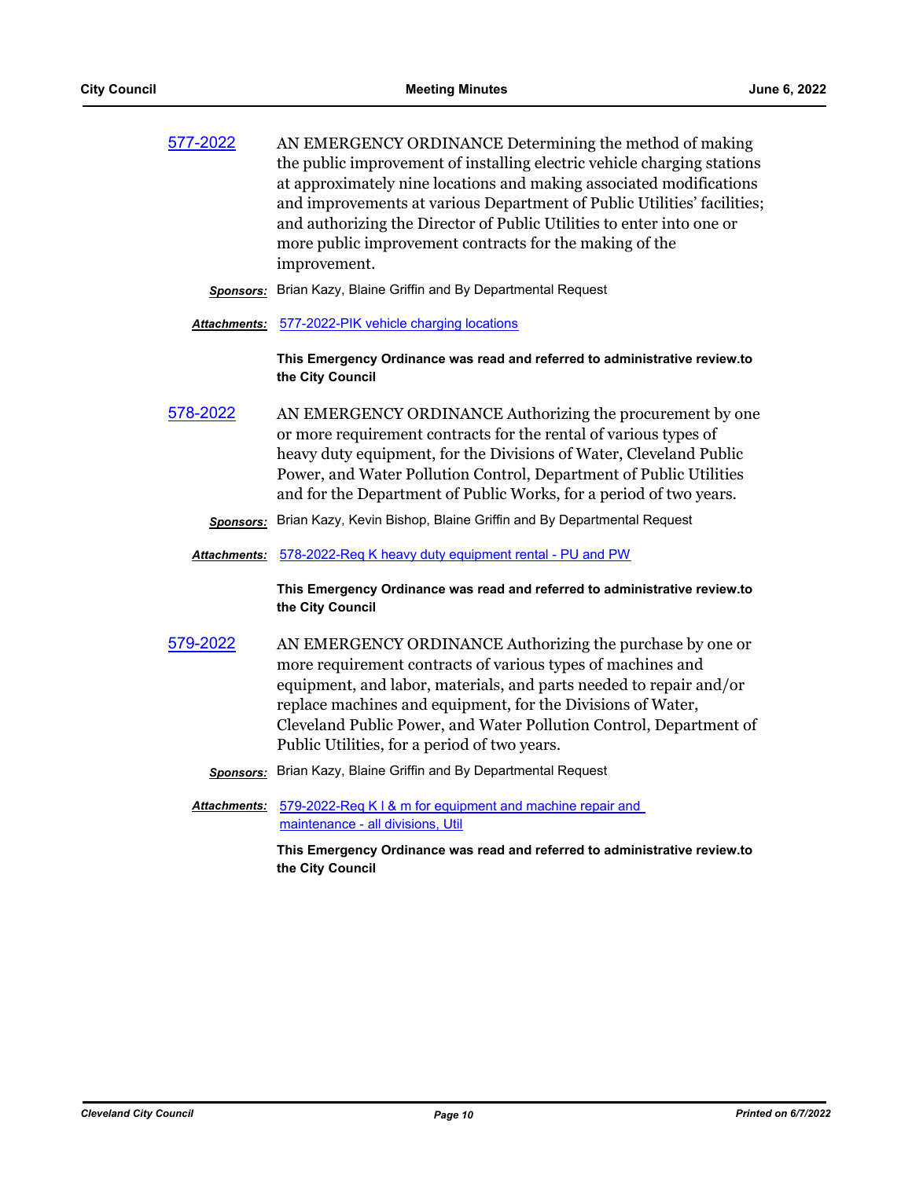[577-2022](#)

AN EMERGENCY ORDINANCE Determining the method of making the public improvement of installing electric vehicle charging stations at approximately nine locations and making associated modifications and improvements at various Department of Public Utilities' facilities; and authorizing the Director of Public Utilities to enter into one or more public improvement contracts for the making of the improvement.

***Sponsors:*** Brian Kazy, Blaine Griffin and By Departmental Request

***Attachments:*** [577-2022-PIK vehicle charging locations](#)

**This Emergency Ordinance was read and referred to administrative review.to the City Council**

[578-2022](#)

AN EMERGENCY ORDINANCE Authorizing the procurement by one or more requirement contracts for the rental of various types of heavy duty equipment, for the Divisions of Water, Cleveland Public Power, and Water Pollution Control, Department of Public Utilities and for the Department of Public Works, for a period of two years.

***Sponsors:*** Brian Kazy, Kevin Bishop, Blaine Griffin and By Departmental Request

***Attachments:*** [578-2022-Req K heavy duty equipment rental - PU and PW](#)

**This Emergency Ordinance was read and referred to administrative review.to the City Council**

[579-2022](#)

AN EMERGENCY ORDINANCE Authorizing the purchase by one or more requirement contracts of various types of machines and equipment, and labor, materials, and parts needed to repair and/or replace machines and equipment, for the Divisions of Water, Cleveland Public Power, and Water Pollution Control, Department of Public Utilities, for a period of two years.

***Sponsors:*** Brian Kazy, Blaine Griffin and By Departmental Request

***Attachments:*** [579-2022-Req K l & m for equipment and machine repair and maintenance - all divisions, Util](#)

**This Emergency Ordinance was read and referred to administrative review.to the City Council**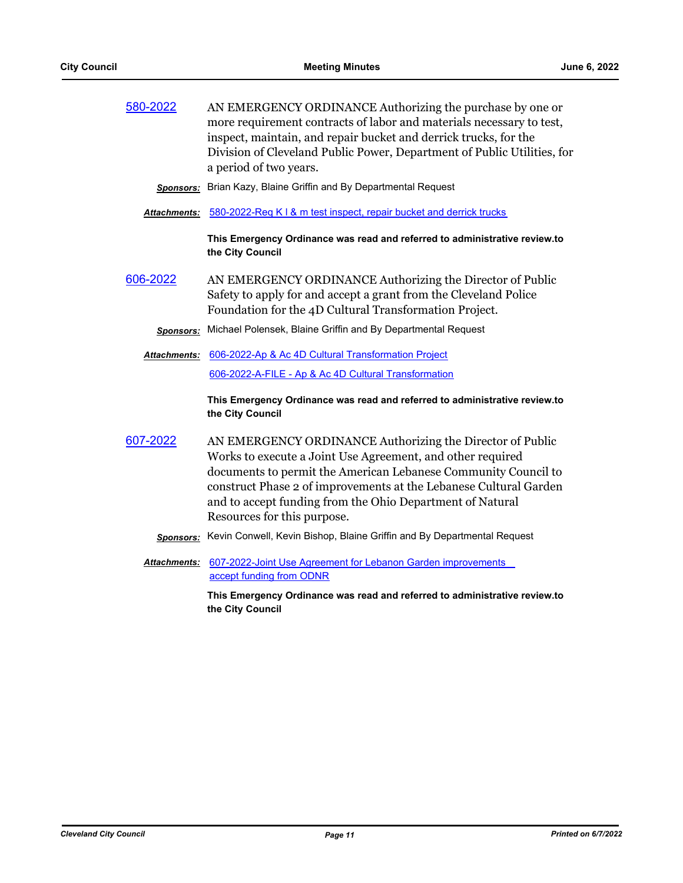**580-2022** AN EMERGENCY ORDINANCE Authorizing the purchase by one or more requirement contracts of labor and materials necessary to test, inspect, maintain, and repair bucket and derrick trucks, for the Division of Cleveland Public Power, Department of Public Utilities, for a period of two years.

***Sponsors:*** Brian Kazy, Blaine Griffin and By Departmental Request

***Attachments:*** 580-2022-Req K l & m test inspect, repair bucket and derrick trucks

**This Emergency Ordinance was read and referred to administrative review.to the City Council**

**606-2022** AN EMERGENCY ORDINANCE Authorizing the Director of Public Safety to apply for and accept a grant from the Cleveland Police Foundation for the 4D Cultural Transformation Project.

***Sponsors:*** Michael Polensek, Blaine Griffin and By Departmental Request

***Attachments:*** 606-2022-Ap & Ac 4D Cultural Transformation Project

606-2022-A-FILE - Ap & Ac 4D Cultural Transformation

**This Emergency Ordinance was read and referred to administrative review.to the City Council**

**607-2022** AN EMERGENCY ORDINANCE Authorizing the Director of Public Works to execute a Joint Use Agreement, and other required documents to permit the American Lebanese Community Council to construct Phase 2 of improvements at the Lebanese Cultural Garden and to accept funding from the Ohio Department of Natural Resources for this purpose.

***Sponsors:*** Kevin Conwell, Kevin Bishop, Blaine Griffin and By Departmental Request

***Attachments:*** 607-2022-Joint Use Agreement for Lebanon Garden improvements accept funding from ODNR

**This Emergency Ordinance was read and referred to administrative review.to the City Council**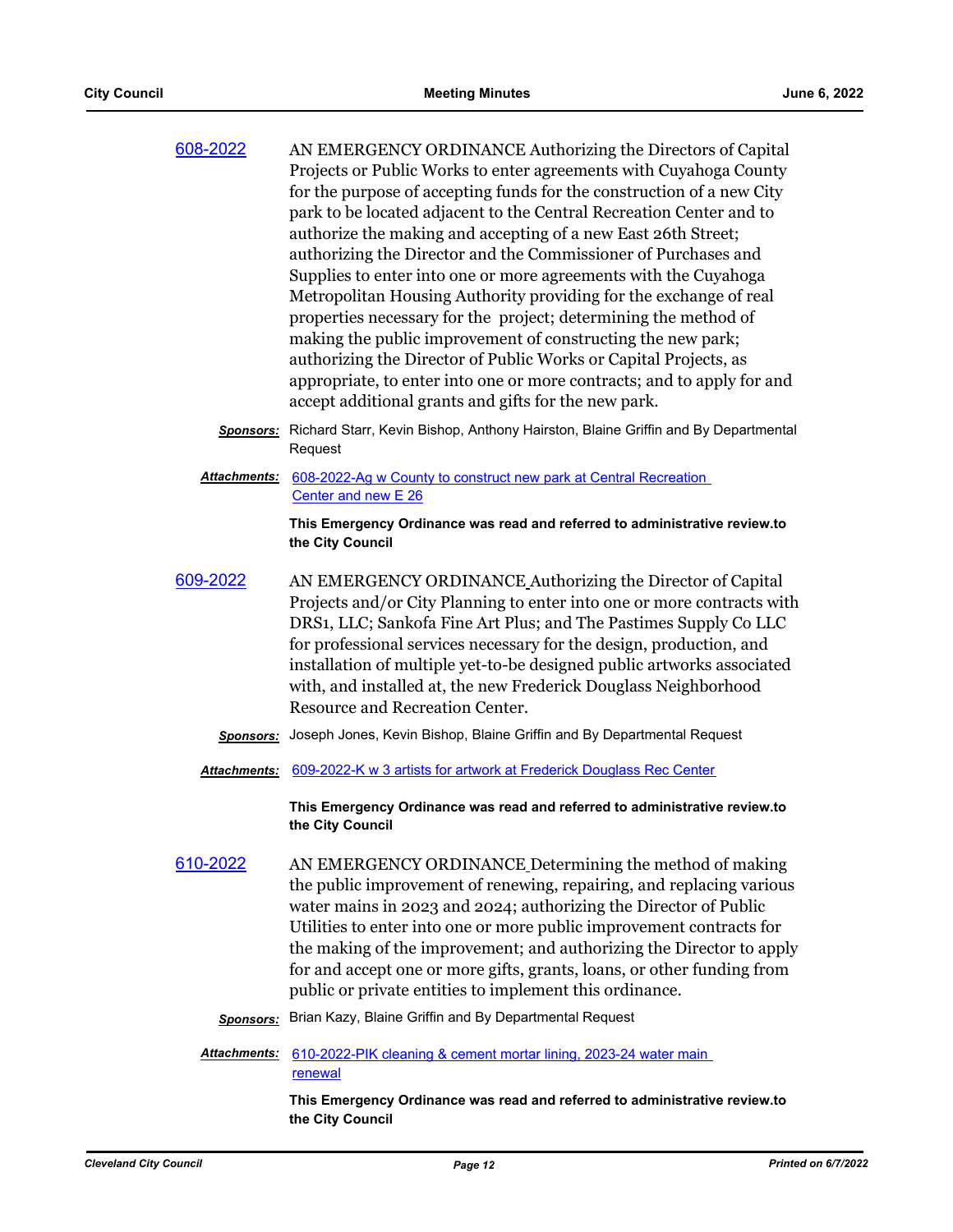608-2022 AN EMERGENCY ORDINANCE Authorizing the Directors of Capital Projects or Public Works to enter agreements with Cuyahoga County for the purpose of accepting funds for the construction of a new City park to be located adjacent to the Central Recreation Center and to authorize the making and accepting of a new East 26th Street; authorizing the Director and the Commissioner of Purchases and Supplies to enter into one or more agreements with the Cuyahoga Metropolitan Housing Authority providing for the exchange of real properties necessary for the project; determining the method of making the public improvement of constructing the new park; authorizing the Director of Public Works or Capital Projects, as appropriate, to enter into one or more contracts; and to apply for and accept additional grants and gifts for the new park.

***Sponsors:*** Richard Starr, Kevin Bishop, Anthony Hairston, Blaine Griffin and By Departmental Request

***Attachments:*** 608-2022-Ag w County to construct new park at Central Recreation Center and new E 26

**This Emergency Ordinance was read and referred to administrative review.to the City Council**

609-2022 AN EMERGENCY ORDINANCE Authorizing the Director of Capital Projects and/or City Planning to enter into one or more contracts with DRS1, LLC; Sankofa Fine Art Plus; and The Pastimes Supply Co LLC for professional services necessary for the design, production, and installation of multiple yet-to-be designed public artworks associated with, and installed at, the new Frederick Douglass Neighborhood Resource and Recreation Center.

***Sponsors:*** Joseph Jones, Kevin Bishop, Blaine Griffin and By Departmental Request

***Attachments:*** 609-2022-K w 3 artists for artwork at Frederick Douglass Rec Center

**This Emergency Ordinance was read and referred to administrative review.to the City Council**

610-2022 AN EMERGENCY ORDINANCE Determining the method of making the public improvement of renewing, repairing, and replacing various water mains in 2023 and 2024; authorizing the Director of Public Utilities to enter into one or more public improvement contracts for the making of the improvement; and authorizing the Director to apply for and accept one or more gifts, grants, loans, or other funding from public or private entities to implement this ordinance.

***Sponsors:*** Brian Kazy, Blaine Griffin and By Departmental Request

***Attachments:*** 610-2022-PIK cleaning & cement mortar lining, 2023-24 water main renewal

**This Emergency Ordinance was read and referred to administrative review.to the City Council**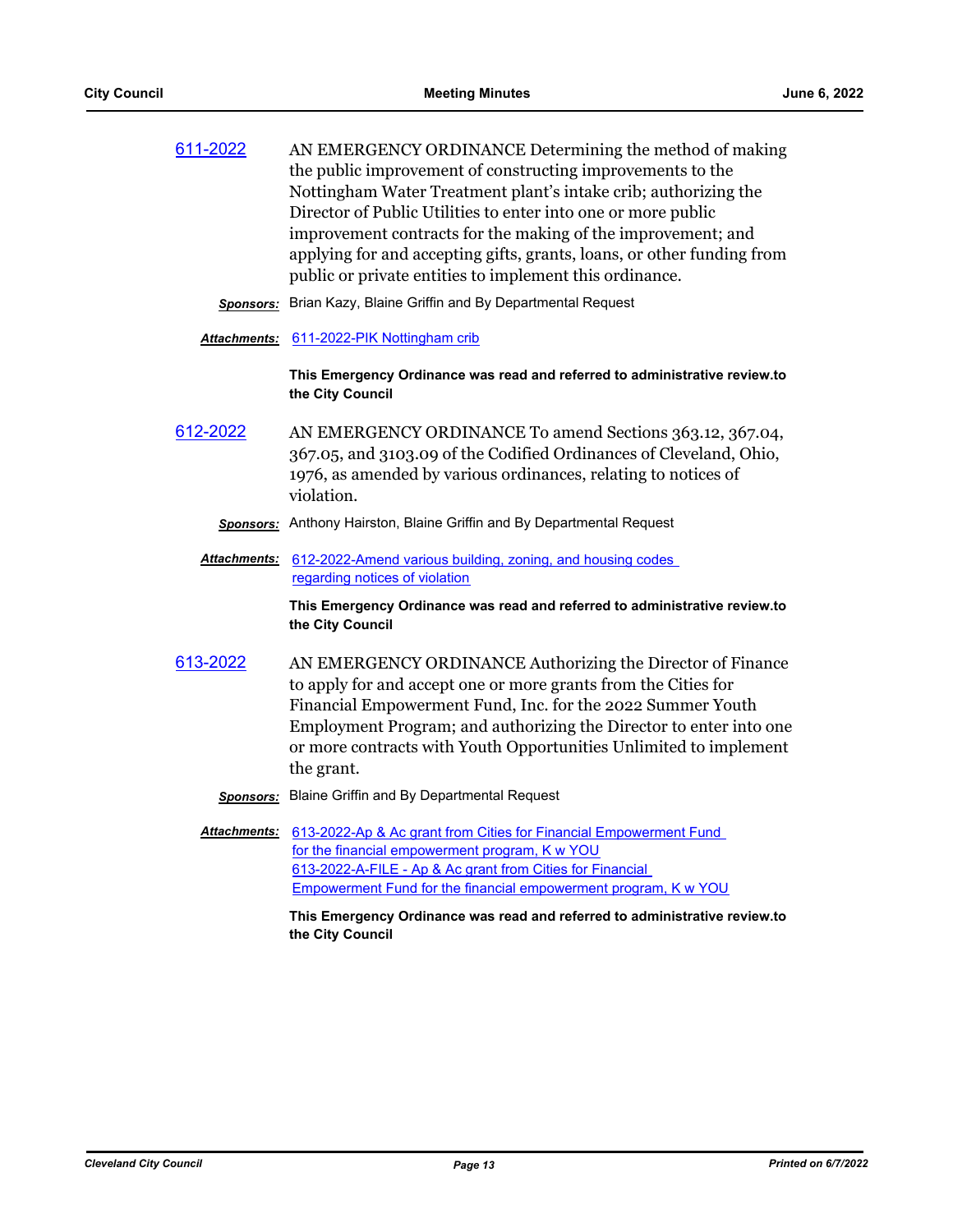611-2022 AN EMERGENCY ORDINANCE Determining the method of making the public improvement of constructing improvements to the Nottingham Water Treatment plant's intake crib; authorizing the Director of Public Utilities to enter into one or more public improvement contracts for the making of the improvement; and applying for and accepting gifts, grants, loans, or other funding from public or private entities to implement this ordinance.

***Sponsors:*** Brian Kazy, Blaine Griffin and By Departmental Request

***Attachments:*** 611-2022-PIK Nottingham crib

**This Emergency Ordinance was read and referred to administrative review.to the City Council**

612-2022 AN EMERGENCY ORDINANCE To amend Sections 363.12, 367.04, 367.05, and 3103.09 of the Codified Ordinances of Cleveland, Ohio, 1976, as amended by various ordinances, relating to notices of violation.

***Sponsors:*** Anthony Hairston, Blaine Griffin and By Departmental Request

***Attachments:*** 612-2022-Amend various building, zoning, and housing codes regarding notices of violation

**This Emergency Ordinance was read and referred to administrative review.to the City Council**

613-2022 AN EMERGENCY ORDINANCE Authorizing the Director of Finance to apply for and accept one or more grants from the Cities for Financial Empowerment Fund, Inc. for the 2022 Summer Youth Employment Program; and authorizing the Director to enter into one or more contracts with Youth Opportunities Unlimited to implement the grant.

***Sponsors:*** Blaine Griffin and By Departmental Request

***Attachments:*** 613-2022-Ap & Ac grant from Cities for Financial Empowerment Fund for the financial empowerment program, K w YOU
613-2022-A-FILE - Ap & Ac grant from Cities for Financial Empowerment Fund for the financial empowerment program, K w YOU

**This Emergency Ordinance was read and referred to administrative review.to the City Council**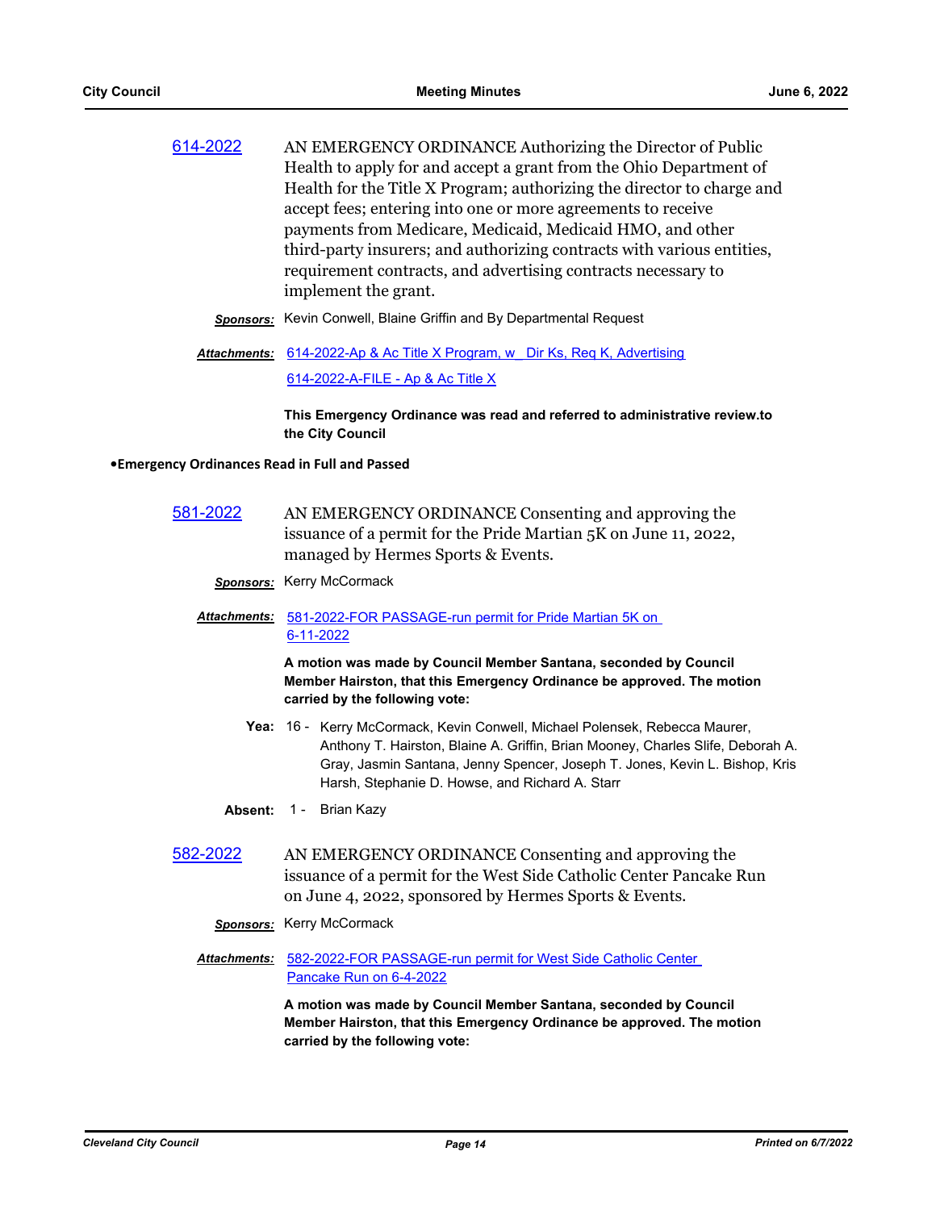614-2022 AN EMERGENCY ORDINANCE Authorizing the Director of Public Health to apply for and accept a grant from the Ohio Department of Health for the Title X Program; authorizing the director to charge and accept fees; entering into one or more agreements to receive payments from Medicare, Medicaid, Medicaid HMO, and other third-party insurers; and authorizing contracts with various entities, requirement contracts, and advertising contracts necessary to implement the grant.

***Sponsors:*** Kevin Conwell, Blaine Griffin and By Departmental Request

***Attachments:*** 614-2022-Ap & Ac Title X Program, w_ Dir Ks, Req K, Advertising
614-2022-A-FILE - Ap & Ac Title X

**This Emergency Ordinance was read and referred to administrative review.to the City Council**

**•Emergency Ordinances Read in Full and Passed**

581-2022 AN EMERGENCY ORDINANCE Consenting and approving the issuance of a permit for the Pride Martian 5K on June 11, 2022, managed by Hermes Sports & Events.

***Sponsors:*** Kerry McCormack

***Attachments:*** 581-2022-FOR PASSAGE-run permit for Pride Martian 5K on 6-11-2022

**A motion was made by Council Member Santana, seconded by Council Member Hairston, that this Emergency Ordinance be approved. The motion carried by the following vote:**

**Yea:** 16 - Kerry McCormack, Kevin Conwell, Michael Polensek, Rebecca Maurer, Anthony T. Hairston, Blaine A. Griffin, Brian Mooney, Charles Slife, Deborah A. Gray, Jasmin Santana, Jenny Spencer, Joseph T. Jones, Kevin L. Bishop, Kris Harsh, Stephanie D. Howse, and Richard A. Starr

**Absent:** 1 - Brian Kazy

582-2022 AN EMERGENCY ORDINANCE Consenting and approving the issuance of a permit for the West Side Catholic Center Pancake Run on June 4, 2022, sponsored by Hermes Sports & Events.

***Sponsors:*** Kerry McCormack

***Attachments:*** 582-2022-FOR PASSAGE-run permit for West Side Catholic Center Pancake Run on 6-4-2022

**A motion was made by Council Member Santana, seconded by Council Member Hairston, that this Emergency Ordinance be approved. The motion carried by the following vote:**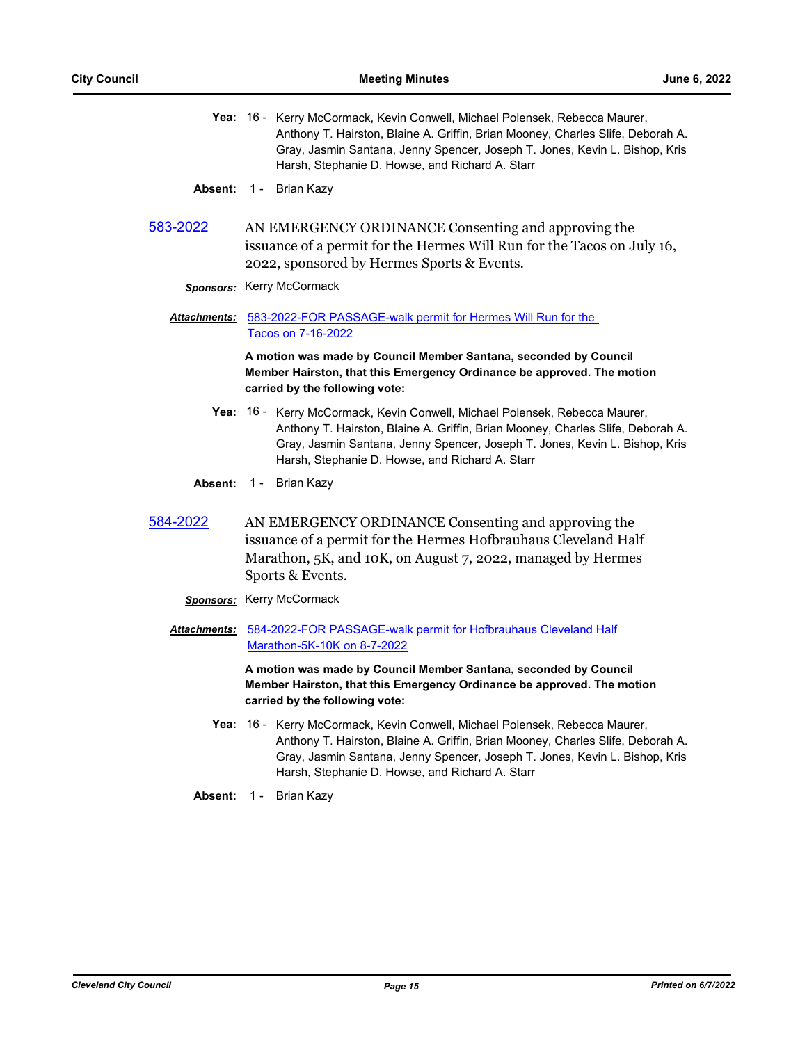**Yea:** 16 - Kerry McCormack, Kevin Conwell, Michael Polensek, Rebecca Maurer, Anthony T. Hairston, Blaine A. Griffin, Brian Mooney, Charles Slife, Deborah A. Gray, Jasmin Santana, Jenny Spencer, Joseph T. Jones, Kevin L. Bishop, Kris Harsh, Stephanie D. Howse, and Richard A. Starr

**Absent:** 1 - Brian Kazy

**583-2022** AN EMERGENCY ORDINANCE Consenting and approving the issuance of a permit for the Hermes Will Run for the Tacos on July 16, 2022, sponsored by Hermes Sports & Events.

***Sponsors:*** Kerry McCormack

***Attachments:*** 583-2022-FOR PASSAGE-walk permit for Hermes Will Run for the Tacos on 7-16-2022

**A motion was made by Council Member Santana, seconded by Council Member Hairston, that this Emergency Ordinance be approved. The motion carried by the following vote:**

**Yea:** 16 - Kerry McCormack, Kevin Conwell, Michael Polensek, Rebecca Maurer, Anthony T. Hairston, Blaine A. Griffin, Brian Mooney, Charles Slife, Deborah A. Gray, Jasmin Santana, Jenny Spencer, Joseph T. Jones, Kevin L. Bishop, Kris Harsh, Stephanie D. Howse, and Richard A. Starr

**Absent:** 1 - Brian Kazy

**584-2022** AN EMERGENCY ORDINANCE Consenting and approving the issuance of a permit for the Hermes Hofbrauhaus Cleveland Half Marathon, 5K, and 10K, on August 7, 2022, managed by Hermes Sports & Events.

***Sponsors:*** Kerry McCormack

***Attachments:*** 584-2022-FOR PASSAGE-walk permit for Hofbrauhaus Cleveland Half Marathon-5K-10K on 8-7-2022

**A motion was made by Council Member Santana, seconded by Council Member Hairston, that this Emergency Ordinance be approved. The motion carried by the following vote:**

**Yea:** 16 - Kerry McCormack, Kevin Conwell, Michael Polensek, Rebecca Maurer, Anthony T. Hairston, Blaine A. Griffin, Brian Mooney, Charles Slife, Deborah A. Gray, Jasmin Santana, Jenny Spencer, Joseph T. Jones, Kevin L. Bishop, Kris Harsh, Stephanie D. Howse, and Richard A. Starr

**Absent:** 1 - Brian Kazy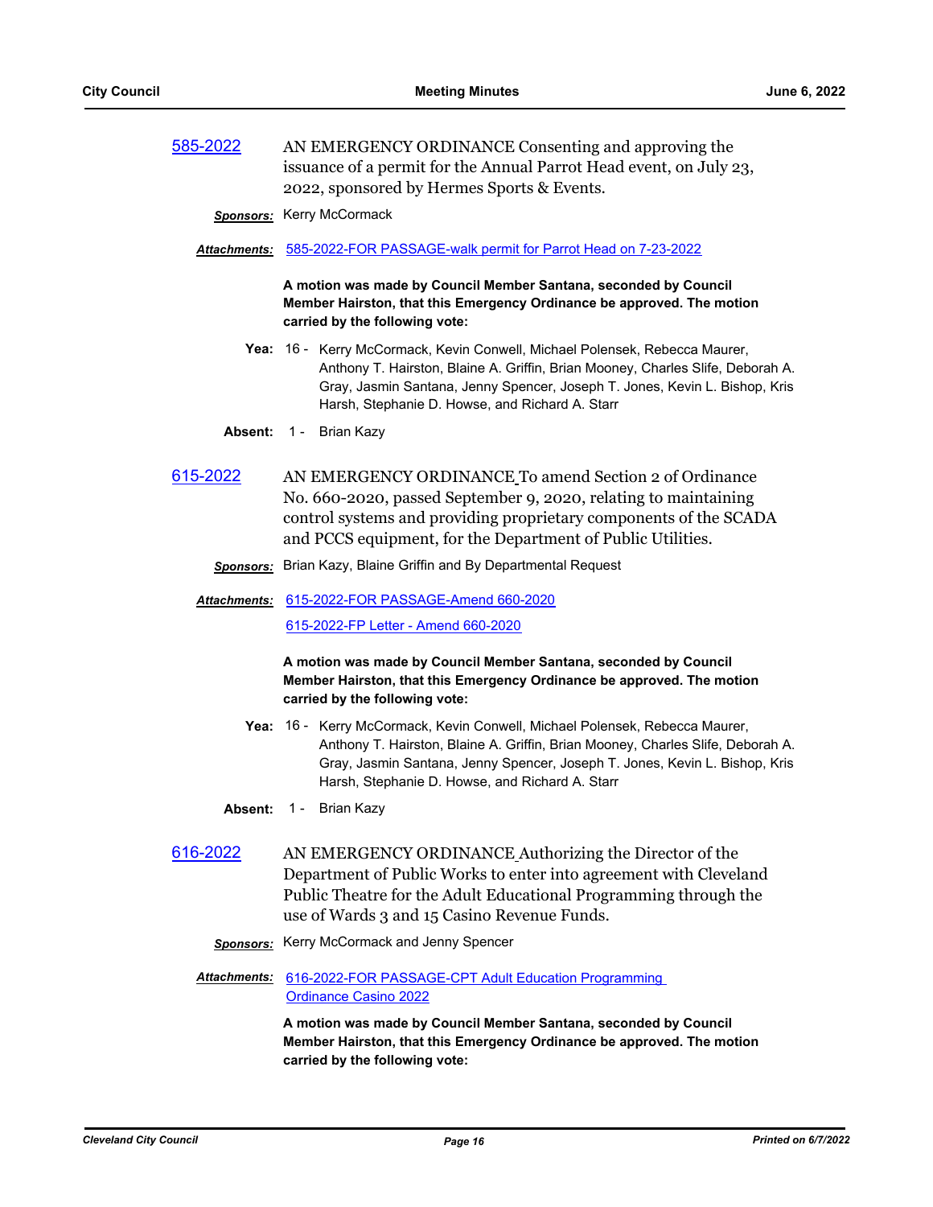**585-2022** AN EMERGENCY ORDINANCE Consenting and approving the issuance of a permit for the Annual Parrot Head event, on July 23, 2022, sponsored by Hermes Sports & Events.

***Sponsors:*** Kerry McCormack

***Attachments:*** 585-2022-FOR PASSAGE-walk permit for Parrot Head on 7-23-2022

**A motion was made by Council Member Santana, seconded by Council Member Hairston, that this Emergency Ordinance be approved. The motion carried by the following vote:**

**Yea:** 16 - Kerry McCormack, Kevin Conwell, Michael Polensek, Rebecca Maurer, Anthony T. Hairston, Blaine A. Griffin, Brian Mooney, Charles Slife, Deborah A. Gray, Jasmin Santana, Jenny Spencer, Joseph T. Jones, Kevin L. Bishop, Kris Harsh, Stephanie D. Howse, and Richard A. Starr

**Absent:** 1 - Brian Kazy

**615-2022** AN EMERGENCY ORDINANCE To amend Section 2 of Ordinance No. 660-2020, passed September 9, 2020, relating to maintaining control systems and providing proprietary components of the SCADA and PCCS equipment, for the Department of Public Utilities.

***Sponsors:*** Brian Kazy, Blaine Griffin and By Departmental Request

***Attachments:*** 615-2022-FOR PASSAGE-Amend 660-2020

615-2022-FP Letter - Amend 660-2020

**A motion was made by Council Member Santana, seconded by Council Member Hairston, that this Emergency Ordinance be approved. The motion carried by the following vote:**

**Yea:** 16 - Kerry McCormack, Kevin Conwell, Michael Polensek, Rebecca Maurer, Anthony T. Hairston, Blaine A. Griffin, Brian Mooney, Charles Slife, Deborah A. Gray, Jasmin Santana, Jenny Spencer, Joseph T. Jones, Kevin L. Bishop, Kris Harsh, Stephanie D. Howse, and Richard A. Starr

**Absent:** 1 - Brian Kazy

**616-2022** AN EMERGENCY ORDINANCE Authorizing the Director of the Department of Public Works to enter into agreement with Cleveland Public Theatre for the Adult Educational Programming through the use of Wards 3 and 15 Casino Revenue Funds.

***Sponsors:*** Kerry McCormack and Jenny Spencer

***Attachments:*** 616-2022-FOR PASSAGE-CPT Adult Education Programming Ordinance Casino 2022

**A motion was made by Council Member Santana, seconded by Council Member Hairston, that this Emergency Ordinance be approved. The motion carried by the following vote:**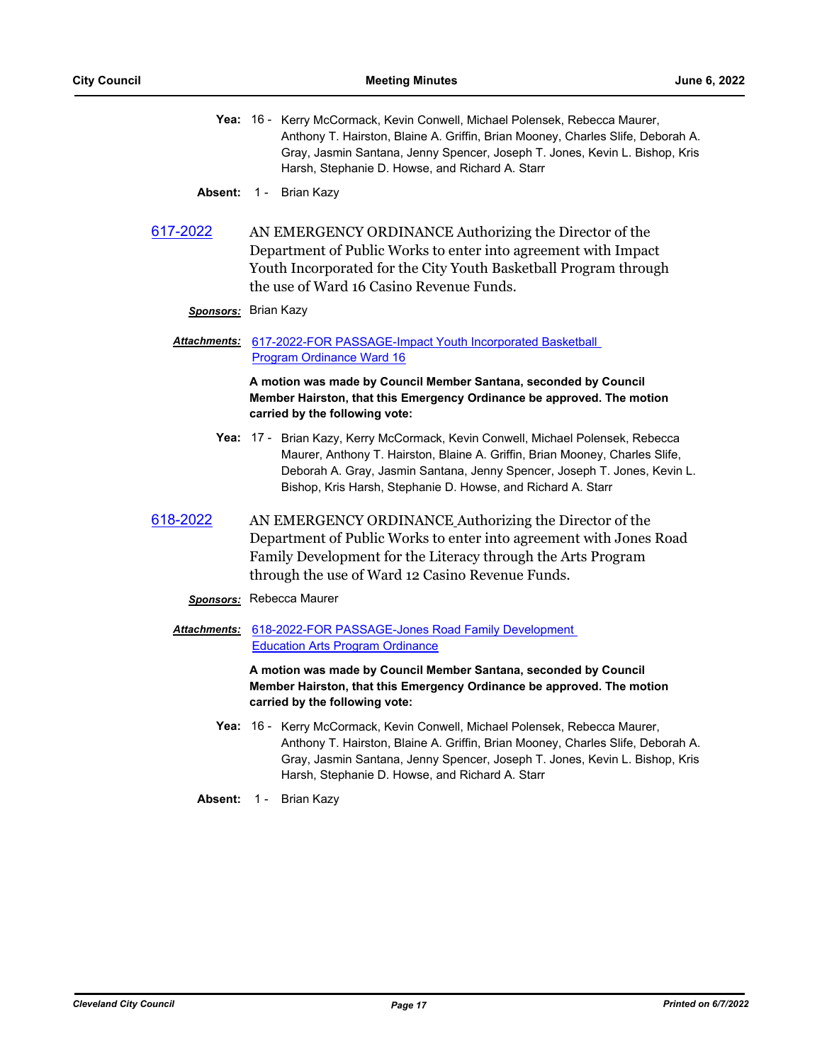**Yea:** 16 - Kerry McCormack, Kevin Conwell, Michael Polensek, Rebecca Maurer, Anthony T. Hairston, Blaine A. Griffin, Brian Mooney, Charles Slife, Deborah A. Gray, Jasmin Santana, Jenny Spencer, Joseph T. Jones, Kevin L. Bishop, Kris Harsh, Stephanie D. Howse, and Richard A. Starr

**Absent:** 1 - Brian Kazy

## 617-2022

AN EMERGENCY ORDINANCE Authorizing the Director of the Department of Public Works to enter into agreement with Impact Youth Incorporated for the City Youth Basketball Program through the use of Ward 16 Casino Revenue Funds.

***Sponsors:*** Brian Kazy

***Attachments:*** 617-2022-FOR PASSAGE-Impact Youth Incorporated Basketball Program Ordinance Ward 16

**A motion was made by Council Member Santana, seconded by Council Member Hairston, that this Emergency Ordinance be approved. The motion carried by the following vote:**

**Yea:** 17 - Brian Kazy, Kerry McCormack, Kevin Conwell, Michael Polensek, Rebecca Maurer, Anthony T. Hairston, Blaine A. Griffin, Brian Mooney, Charles Slife, Deborah A. Gray, Jasmin Santana, Jenny Spencer, Joseph T. Jones, Kevin L. Bishop, Kris Harsh, Stephanie D. Howse, and Richard A. Starr

## 618-2022

AN EMERGENCY ORDINANCE Authorizing the Director of the Department of Public Works to enter into agreement with Jones Road Family Development for the Literacy through the Arts Program through the use of Ward 12 Casino Revenue Funds.

***Sponsors:*** Rebecca Maurer

***Attachments:*** 618-2022-FOR PASSAGE-Jones Road Family Development Education Arts Program Ordinance

**A motion was made by Council Member Santana, seconded by Council Member Hairston, that this Emergency Ordinance be approved. The motion carried by the following vote:**

**Yea:** 16 - Kerry McCormack, Kevin Conwell, Michael Polensek, Rebecca Maurer, Anthony T. Hairston, Blaine A. Griffin, Brian Mooney, Charles Slife, Deborah A. Gray, Jasmin Santana, Jenny Spencer, Joseph T. Jones, Kevin L. Bishop, Kris Harsh, Stephanie D. Howse, and Richard A. Starr

**Absent:** 1 - Brian Kazy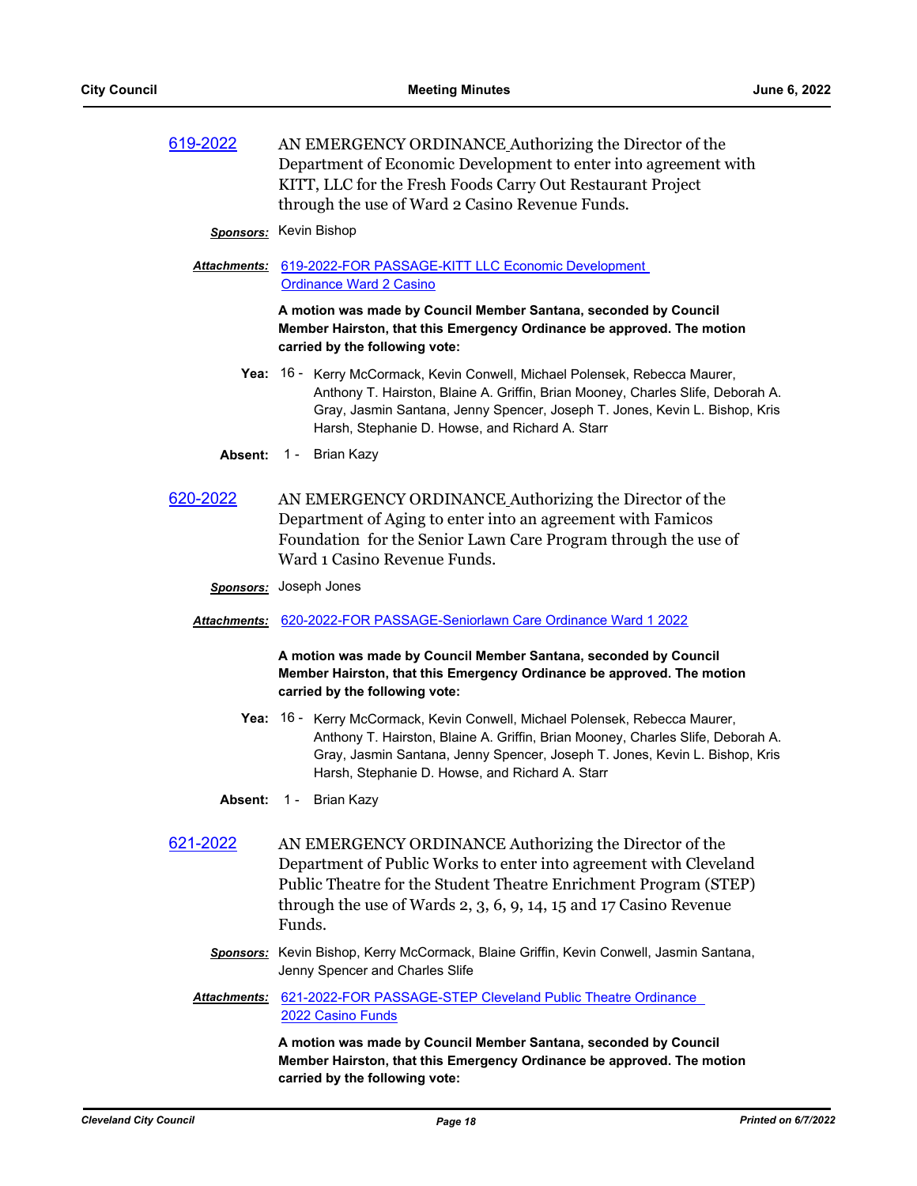**619-2022**

AN EMERGENCY ORDINANCE Authorizing the Director of the Department of Economic Development to enter into agreement with KITT, LLC for the Fresh Foods Carry Out Restaurant Project through the use of Ward 2 Casino Revenue Funds.

***Sponsors:*** Kevin Bishop

***Attachments:*** 619-2022-FOR PASSAGE-KITT LLC Economic Development Ordinance Ward 2 Casino

**A motion was made by Council Member Santana, seconded by Council Member Hairston, that this Emergency Ordinance be approved. The motion carried by the following vote:**

**Yea:** 16 - Kerry McCormack, Kevin Conwell, Michael Polensek, Rebecca Maurer, Anthony T. Hairston, Blaine A. Griffin, Brian Mooney, Charles Slife, Deborah A. Gray, Jasmin Santana, Jenny Spencer, Joseph T. Jones, Kevin L. Bishop, Kris Harsh, Stephanie D. Howse, and Richard A. Starr

**Absent:** 1 - Brian Kazy

**620-2022**

AN EMERGENCY ORDINANCE Authorizing the Director of the Department of Aging to enter into an agreement with Famicos Foundation for the Senior Lawn Care Program through the use of Ward 1 Casino Revenue Funds.

***Sponsors:*** Joseph Jones

***Attachments:*** 620-2022-FOR PASSAGE-Seniorlawn Care Ordinance Ward 1 2022

**A motion was made by Council Member Santana, seconded by Council Member Hairston, that this Emergency Ordinance be approved. The motion carried by the following vote:**

**Yea:** 16 - Kerry McCormack, Kevin Conwell, Michael Polensek, Rebecca Maurer, Anthony T. Hairston, Blaine A. Griffin, Brian Mooney, Charles Slife, Deborah A. Gray, Jasmin Santana, Jenny Spencer, Joseph T. Jones, Kevin L. Bishop, Kris Harsh, Stephanie D. Howse, and Richard A. Starr

**Absent:** 1 - Brian Kazy

**621-2022**

AN EMERGENCY ORDINANCE Authorizing the Director of the Department of Public Works to enter into agreement with Cleveland Public Theatre for the Student Theatre Enrichment Program (STEP) through the use of Wards 2, 3, 6, 9, 14, 15 and 17 Casino Revenue Funds.

***Sponsors:*** Kevin Bishop, Kerry McCormack, Blaine Griffin, Kevin Conwell, Jasmin Santana, Jenny Spencer and Charles Slife

***Attachments:*** 621-2022-FOR PASSAGE-STEP Cleveland Public Theatre Ordinance 2022 Casino Funds

**A motion was made by Council Member Santana, seconded by Council Member Hairston, that this Emergency Ordinance be approved. The motion carried by the following vote:**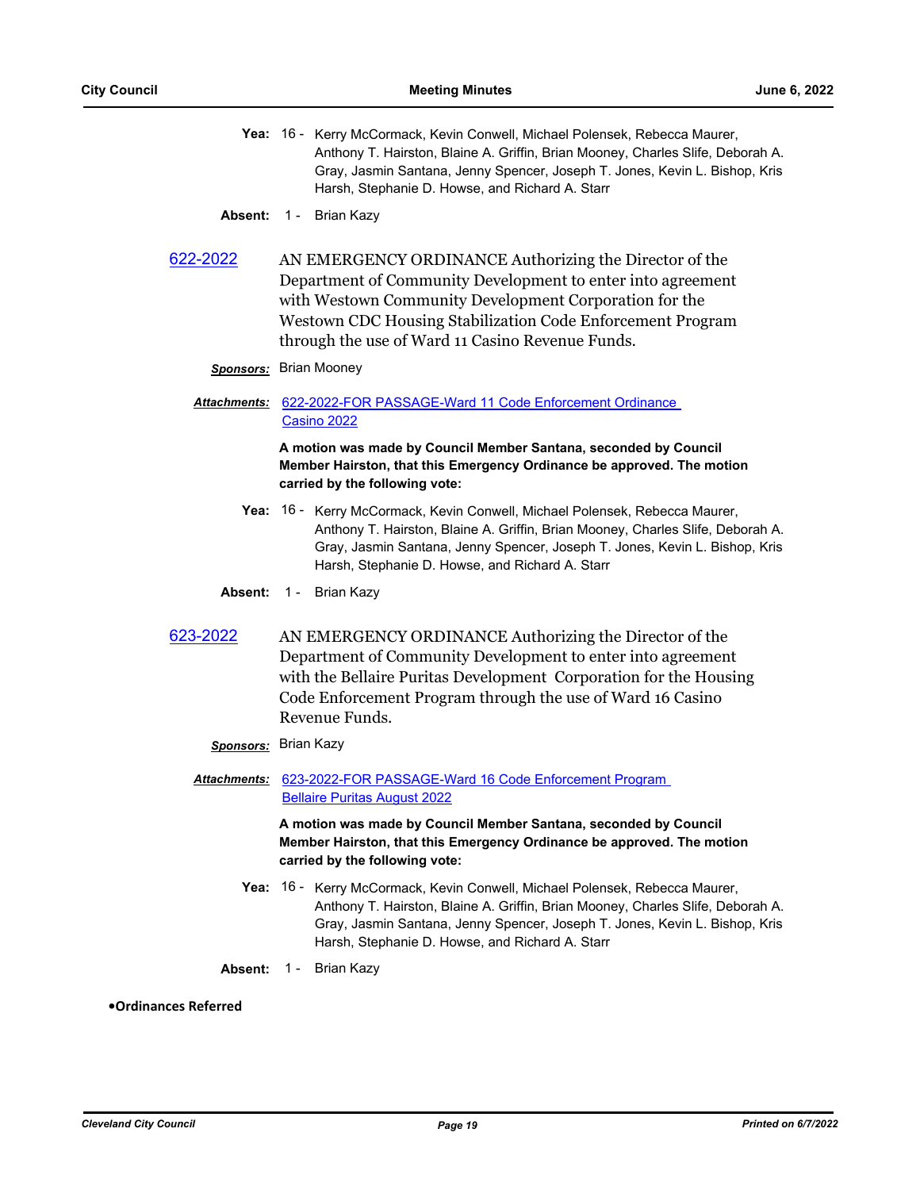**Yea:** 16 - Kerry McCormack, Kevin Conwell, Michael Polensek, Rebecca Maurer, Anthony T. Hairston, Blaine A. Griffin, Brian Mooney, Charles Slife, Deborah A. Gray, Jasmin Santana, Jenny Spencer, Joseph T. Jones, Kevin L. Bishop, Kris Harsh, Stephanie D. Howse, and Richard A. Starr

**Absent:** 1 - Brian Kazy

**622-2022** AN EMERGENCY ORDINANCE Authorizing the Director of the Department of Community Development to enter into agreement with Westown Community Development Corporation for the Westown CDC Housing Stabilization Code Enforcement Program through the use of Ward 11 Casino Revenue Funds.

***Sponsors:*** Brian Mooney

***Attachments:*** 622-2022-FOR PASSAGE-Ward 11 Code Enforcement Ordinance Casino 2022

**A motion was made by Council Member Santana, seconded by Council Member Hairston, that this Emergency Ordinance be approved. The motion carried by the following vote:**

**Yea:** 16 - Kerry McCormack, Kevin Conwell, Michael Polensek, Rebecca Maurer, Anthony T. Hairston, Blaine A. Griffin, Brian Mooney, Charles Slife, Deborah A. Gray, Jasmin Santana, Jenny Spencer, Joseph T. Jones, Kevin L. Bishop, Kris Harsh, Stephanie D. Howse, and Richard A. Starr

**Absent:** 1 - Brian Kazy

**623-2022** AN EMERGENCY ORDINANCE Authorizing the Director of the Department of Community Development to enter into agreement with the Bellaire Puritas Development Corporation for the Housing Code Enforcement Program through the use of Ward 16 Casino Revenue Funds.

***Sponsors:*** Brian Kazy

***Attachments:*** 623-2022-FOR PASSAGE-Ward 16 Code Enforcement Program Bellaire Puritas August 2022

**A motion was made by Council Member Santana, seconded by Council Member Hairston, that this Emergency Ordinance be approved. The motion carried by the following vote:**

**Yea:** 16 - Kerry McCormack, Kevin Conwell, Michael Polensek, Rebecca Maurer, Anthony T. Hairston, Blaine A. Griffin, Brian Mooney, Charles Slife, Deborah A. Gray, Jasmin Santana, Jenny Spencer, Joseph T. Jones, Kevin L. Bishop, Kris Harsh, Stephanie D. Howse, and Richard A. Starr

**Absent:** 1 - Brian Kazy

**•Ordinances Referred**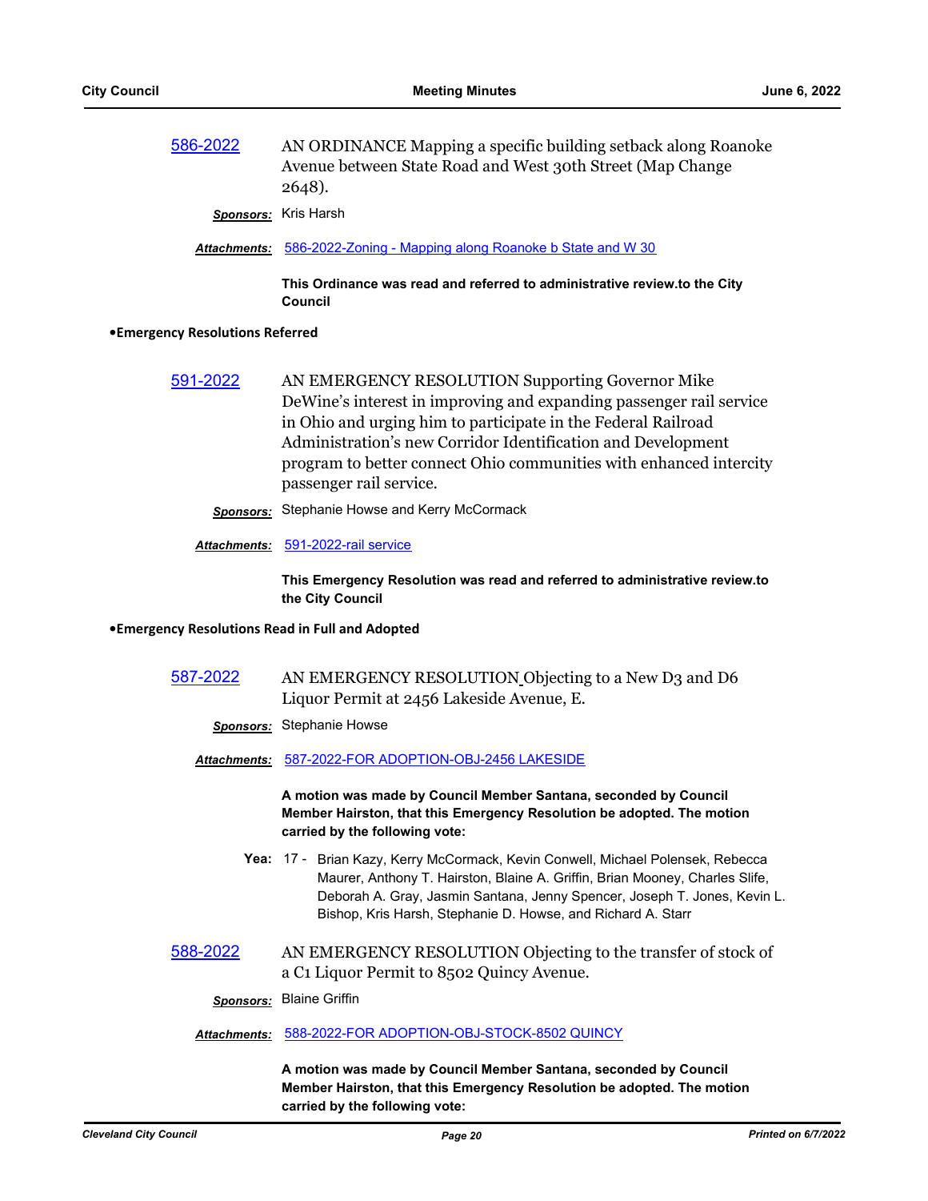586-2022 AN ORDINANCE Mapping a specific building setback along Roanoke Avenue between State Road and West 30th Street (Map Change 2648).

***Sponsors:*** Kris Harsh

***Attachments:*** 586-2022-Zoning - Mapping along Roanoke b State and W 30

**This Ordinance was read and referred to administrative review.to the City Council**

**•Emergency Resolutions Referred**

591-2022 AN EMERGENCY RESOLUTION Supporting Governor Mike DeWine's interest in improving and expanding passenger rail service in Ohio and urging him to participate in the Federal Railroad Administration's new Corridor Identification and Development program to better connect Ohio communities with enhanced intercity passenger rail service.

***Sponsors:*** Stephanie Howse and Kerry McCormack

***Attachments:*** 591-2022-rail service

**This Emergency Resolution was read and referred to administrative review.to the City Council**

**•Emergency Resolutions Read in Full and Adopted**

587-2022 AN EMERGENCY RESOLUTION Objecting to a New D3 and D6 Liquor Permit at 2456 Lakeside Avenue, E.

***Sponsors:*** Stephanie Howse

***Attachments:*** 587-2022-FOR ADOPTION-OBJ-2456 LAKESIDE

**A motion was made by Council Member Santana, seconded by Council Member Hairston, that this Emergency Resolution be adopted. The motion carried by the following vote:**

**Yea:** 17 - Brian Kazy, Kerry McCormack, Kevin Conwell, Michael Polensek, Rebecca Maurer, Anthony T. Hairston, Blaine A. Griffin, Brian Mooney, Charles Slife, Deborah A. Gray, Jasmin Santana, Jenny Spencer, Joseph T. Jones, Kevin L. Bishop, Kris Harsh, Stephanie D. Howse, and Richard A. Starr

588-2022 AN EMERGENCY RESOLUTION Objecting to the transfer of stock of a C1 Liquor Permit to 8502 Quincy Avenue.

***Sponsors:*** Blaine Griffin

***Attachments:*** 588-2022-FOR ADOPTION-OBJ-STOCK-8502 QUINCY

**A motion was made by Council Member Santana, seconded by Council Member Hairston, that this Emergency Resolution be adopted. The motion carried by the following vote:**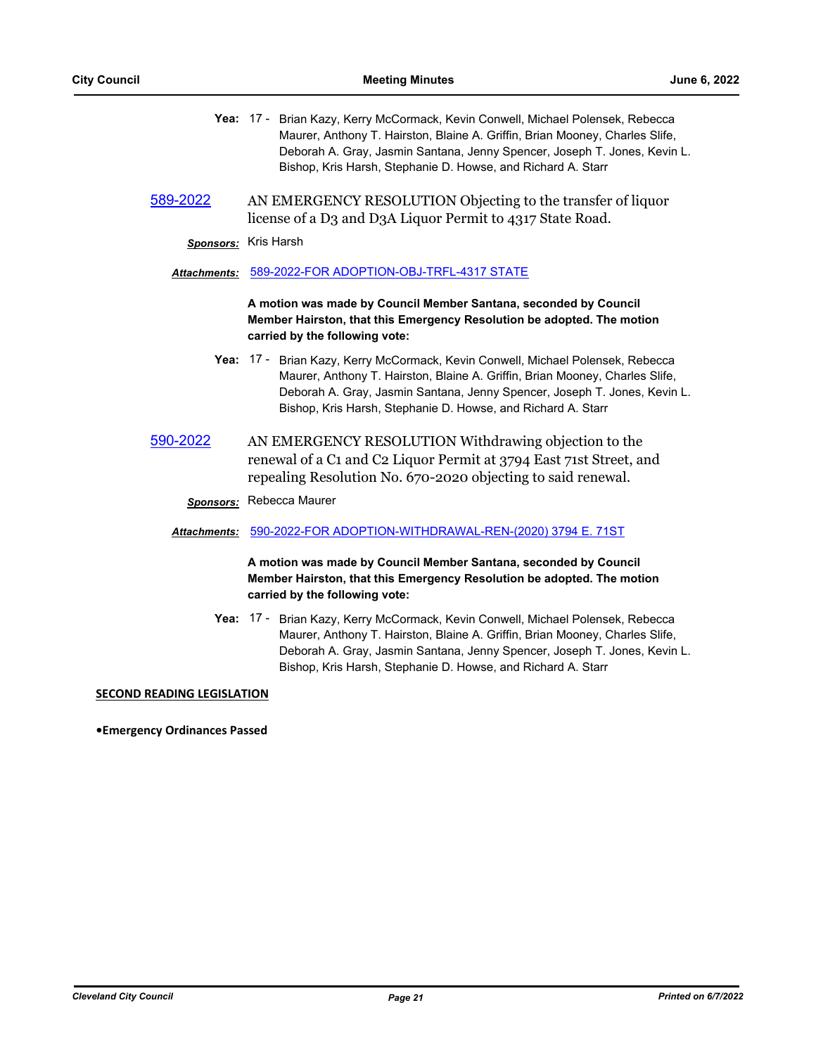**Yea:** 17 - Brian Kazy, Kerry McCormack, Kevin Conwell, Michael Polensek, Rebecca Maurer, Anthony T. Hairston, Blaine A. Griffin, Brian Mooney, Charles Slife, Deborah A. Gray, Jasmin Santana, Jenny Spencer, Joseph T. Jones, Kevin L. Bishop, Kris Harsh, Stephanie D. Howse, and Richard A. Starr

**589-2022** AN EMERGENCY RESOLUTION Objecting to the transfer of liquor license of a D3 and D3A Liquor Permit to 4317 State Road.

***Sponsors:*** Kris Harsh

***Attachments:*** 589-2022-FOR ADOPTION-OBJ-TRFL-4317 STATE

**A motion was made by Council Member Santana, seconded by Council Member Hairston, that this Emergency Resolution be adopted. The motion carried by the following vote:**

**Yea:** 17 - Brian Kazy, Kerry McCormack, Kevin Conwell, Michael Polensek, Rebecca Maurer, Anthony T. Hairston, Blaine A. Griffin, Brian Mooney, Charles Slife, Deborah A. Gray, Jasmin Santana, Jenny Spencer, Joseph T. Jones, Kevin L. Bishop, Kris Harsh, Stephanie D. Howse, and Richard A. Starr

**590-2022** AN EMERGENCY RESOLUTION Withdrawing objection to the renewal of a C1 and C2 Liquor Permit at 3794 East 71st Street, and repealing Resolution No. 670-2020 objecting to said renewal.

***Sponsors:*** Rebecca Maurer

***Attachments:*** 590-2022-FOR ADOPTION-WITHDRAWAL-REN-(2020) 3794 E. 71ST

**A motion was made by Council Member Santana, seconded by Council Member Hairston, that this Emergency Resolution be adopted. The motion carried by the following vote:**

**Yea:** 17 - Brian Kazy, Kerry McCormack, Kevin Conwell, Michael Polensek, Rebecca Maurer, Anthony T. Hairston, Blaine A. Griffin, Brian Mooney, Charles Slife, Deborah A. Gray, Jasmin Santana, Jenny Spencer, Joseph T. Jones, Kevin L. Bishop, Kris Harsh, Stephanie D. Howse, and Richard A. Starr

## SECOND READING LEGISLATION

**•Emergency Ordinances Passed**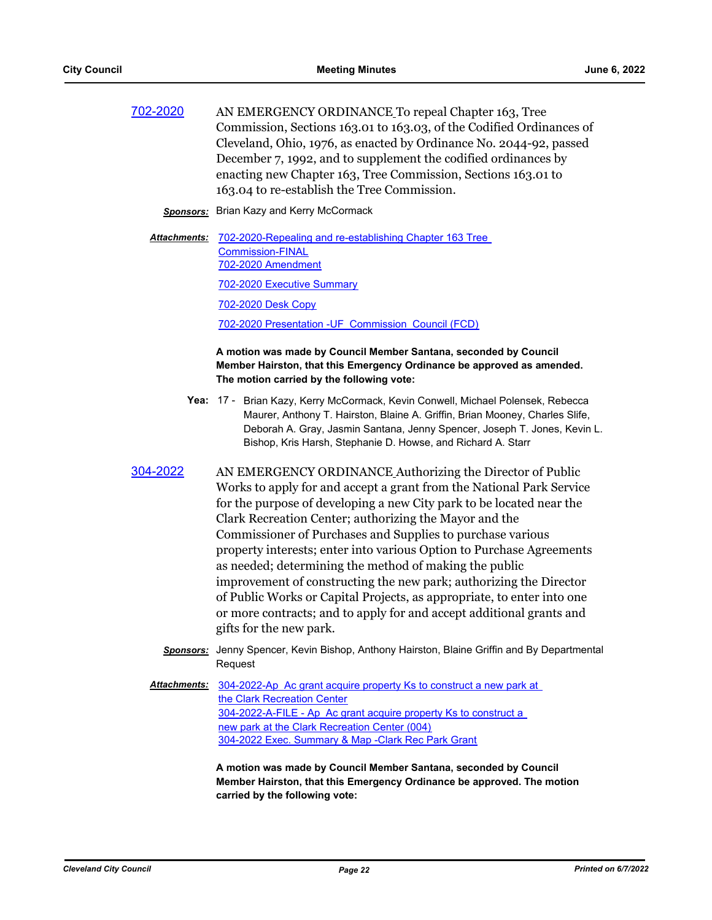702-2020 AN EMERGENCY ORDINANCE To repeal Chapter 163, Tree Commission, Sections 163.01 to 163.03, of the Codified Ordinances of Cleveland, Ohio, 1976, as enacted by Ordinance No. 2044-92, passed December 7, 1992, and to supplement the codified ordinances by enacting new Chapter 163, Tree Commission, Sections 163.01 to 163.04 to re-establish the Tree Commission.

***Sponsors:*** Brian Kazy and Kerry McCormack

***Attachments:*** 702-2020-Repealing and re-establishing Chapter 163 Tree Commission-FINAL
702-2020 Amendment
702-2020 Executive Summary
702-2020 Desk Copy
702-2020 Presentation -UF Commission Council (FCD)

**A motion was made by Council Member Santana, seconded by Council Member Hairston, that this Emergency Ordinance be approved as amended. The motion carried by the following vote:**

**Yea:** 17 - Brian Kazy, Kerry McCormack, Kevin Conwell, Michael Polensek, Rebecca Maurer, Anthony T. Hairston, Blaine A. Griffin, Brian Mooney, Charles Slife, Deborah A. Gray, Jasmin Santana, Jenny Spencer, Joseph T. Jones, Kevin L. Bishop, Kris Harsh, Stephanie D. Howse, and Richard A. Starr

304-2022 AN EMERGENCY ORDINANCE Authorizing the Director of Public Works to apply for and accept a grant from the National Park Service for the purpose of developing a new City park to be located near the Clark Recreation Center; authorizing the Mayor and the Commissioner of Purchases and Supplies to purchase various property interests; enter into various Option to Purchase Agreements as needed; determining the method of making the public improvement of constructing the new park; authorizing the Director of Public Works or Capital Projects, as appropriate, to enter into one or more contracts; and to apply for and accept additional grants and gifts for the new park.

***Sponsors:*** Jenny Spencer, Kevin Bishop, Anthony Hairston, Blaine Griffin and By Departmental Request

***Attachments:*** 304-2022-Ap Ac grant acquire property Ks to construct a new park at the Clark Recreation Center
304-2022-A-FILE - Ap Ac grant acquire property Ks to construct a new park at the Clark Recreation Center (004)
304-2022 Exec. Summary & Map -Clark Rec Park Grant

**A motion was made by Council Member Santana, seconded by Council Member Hairston, that this Emergency Ordinance be approved. The motion carried by the following vote:**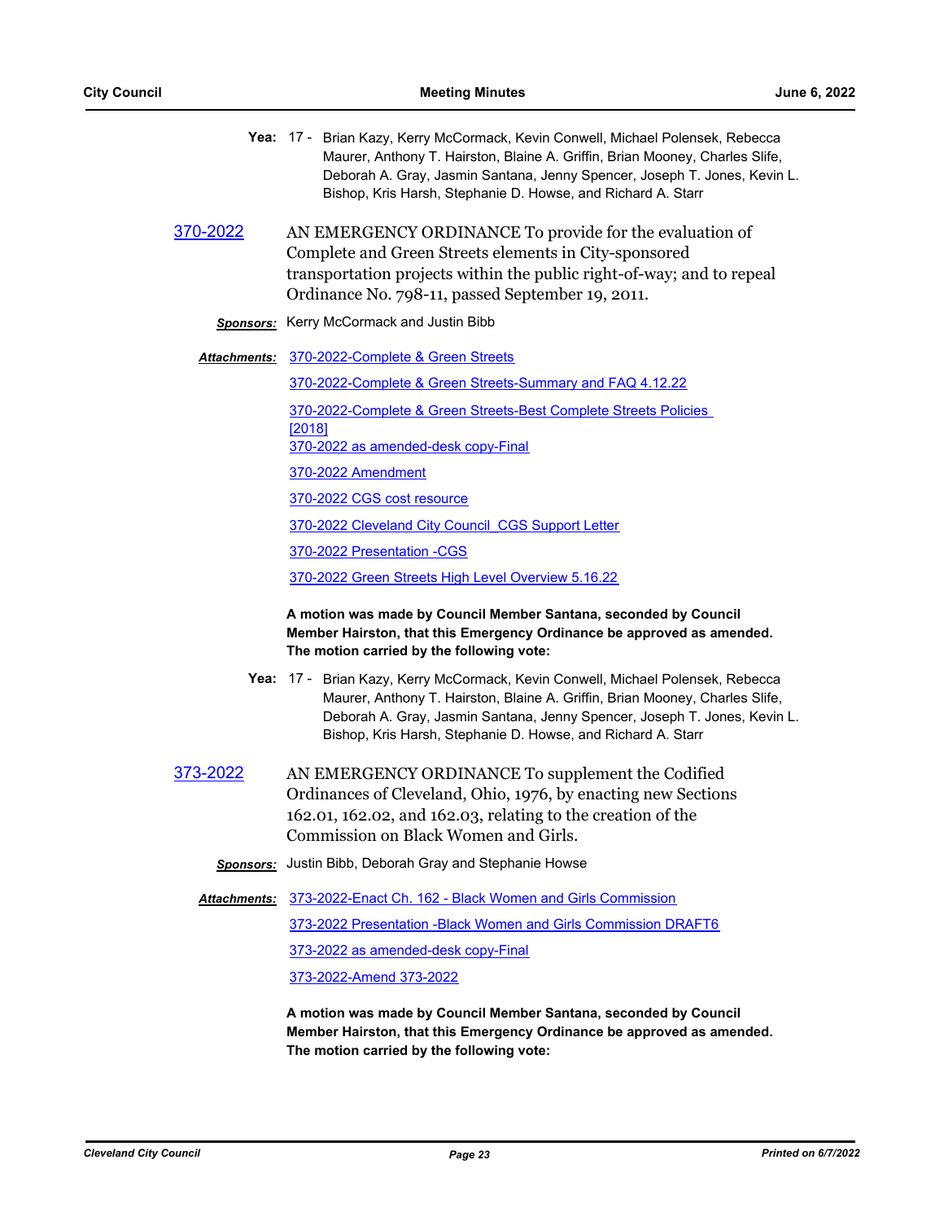**Yea:** 17 - Brian Kazy, Kerry McCormack, Kevin Conwell, Michael Polensek, Rebecca Maurer, Anthony T. Hairston, Blaine A. Griffin, Brian Mooney, Charles Slife, Deborah A. Gray, Jasmin Santana, Jenny Spencer, Joseph T. Jones, Kevin L. Bishop, Kris Harsh, Stephanie D. Howse, and Richard A. Starr

**370-2022** AN EMERGENCY ORDINANCE To provide for the evaluation of Complete and Green Streets elements in City-sponsored transportation projects within the public right-of-way; and to repeal Ordinance No. 798-11, passed September 19, 2011.

***Sponsors:*** Kerry McCormack and Justin Bibb

***Attachments:*** 370-2022-Complete & Green Streets

370-2022-Complete & Green Streets-Summary and FAQ 4.12.22

370-2022-Complete & Green Streets-Best Complete Streets Policies [2018]

370-2022 as amended-desk copy-Final

370-2022 Amendment

370-2022 CGS cost resource

370-2022 Cleveland City Council CGS Support Letter

370-2022 Presentation -CGS

370-2022 Green Streets High Level Overview 5.16.22

**A motion was made by Council Member Santana, seconded by Council Member Hairston, that this Emergency Ordinance be approved as amended. The motion carried by the following vote:**

**Yea:** 17 - Brian Kazy, Kerry McCormack, Kevin Conwell, Michael Polensek, Rebecca Maurer, Anthony T. Hairston, Blaine A. Griffin, Brian Mooney, Charles Slife, Deborah A. Gray, Jasmin Santana, Jenny Spencer, Joseph T. Jones, Kevin L. Bishop, Kris Harsh, Stephanie D. Howse, and Richard A. Starr

**373-2022** AN EMERGENCY ORDINANCE To supplement the Codified Ordinances of Cleveland, Ohio, 1976, by enacting new Sections 162.01, 162.02, and 162.03, relating to the creation of the Commission on Black Women and Girls.

***Sponsors:*** Justin Bibb, Deborah Gray and Stephanie Howse

***Attachments:*** 373-2022-Enact Ch. 162 - Black Women and Girls Commission

373-2022 Presentation -Black Women and Girls Commission DRAFT6

373-2022 as amended-desk copy-Final

373-2022-Amend 373-2022

**A motion was made by Council Member Santana, seconded by Council Member Hairston, that this Emergency Ordinance be approved as amended. The motion carried by the following vote:**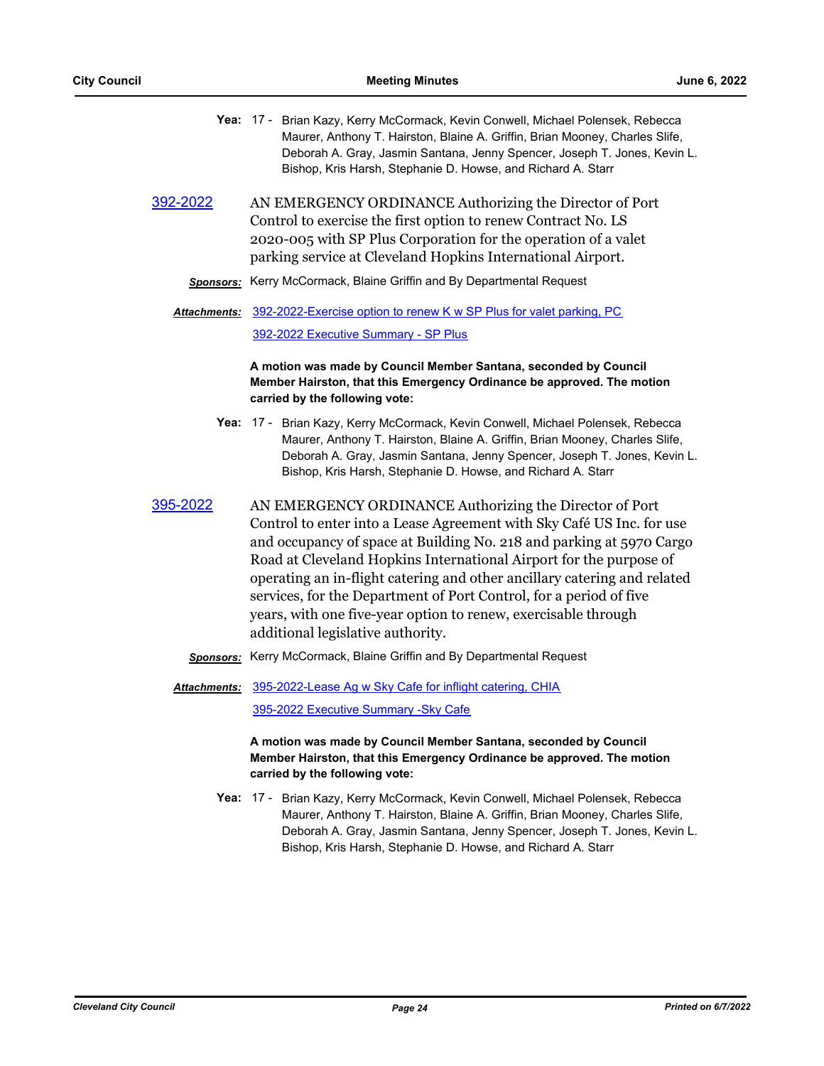**Yea:** 17 - Brian Kazy, Kerry McCormack, Kevin Conwell, Michael Polensek, Rebecca Maurer, Anthony T. Hairston, Blaine A. Griffin, Brian Mooney, Charles Slife, Deborah A. Gray, Jasmin Santana, Jenny Spencer, Joseph T. Jones, Kevin L. Bishop, Kris Harsh, Stephanie D. Howse, and Richard A. Starr

[392-2022](#)

AN EMERGENCY ORDINANCE Authorizing the Director of Port Control to exercise the first option to renew Contract No. LS 2020-005 with SP Plus Corporation for the operation of a valet parking service at Cleveland Hopkins International Airport.

***Sponsors:*** Kerry McCormack, Blaine Griffin and By Departmental Request

***Attachments:*** [392-2022-Exercise option to renew K w SP Plus for valet parking, PC](#)

[392-2022 Executive Summary - SP Plus](#)

**A motion was made by Council Member Santana, seconded by Council Member Hairston, that this Emergency Ordinance be approved. The motion carried by the following vote:**

**Yea:** 17 - Brian Kazy, Kerry McCormack, Kevin Conwell, Michael Polensek, Rebecca Maurer, Anthony T. Hairston, Blaine A. Griffin, Brian Mooney, Charles Slife, Deborah A. Gray, Jasmin Santana, Jenny Spencer, Joseph T. Jones, Kevin L. Bishop, Kris Harsh, Stephanie D. Howse, and Richard A. Starr

[395-2022](#)

AN EMERGENCY ORDINANCE Authorizing the Director of Port Control to enter into a Lease Agreement with Sky Café US Inc. for use and occupancy of space at Building No. 218 and parking at 5970 Cargo Road at Cleveland Hopkins International Airport for the purpose of operating an in-flight catering and other ancillary catering and related services, for the Department of Port Control, for a period of five years, with one five-year option to renew, exercisable through additional legislative authority.

***Sponsors:*** Kerry McCormack, Blaine Griffin and By Departmental Request

***Attachments:*** [395-2022-Lease Ag w Sky Cafe for inflight catering, CHIA](#)

[395-2022 Executive Summary -Sky Cafe](#)

**A motion was made by Council Member Santana, seconded by Council Member Hairston, that this Emergency Ordinance be approved. The motion carried by the following vote:**

**Yea:** 17 - Brian Kazy, Kerry McCormack, Kevin Conwell, Michael Polensek, Rebecca Maurer, Anthony T. Hairston, Blaine A. Griffin, Brian Mooney, Charles Slife, Deborah A. Gray, Jasmin Santana, Jenny Spencer, Joseph T. Jones, Kevin L. Bishop, Kris Harsh, Stephanie D. Howse, and Richard A. Starr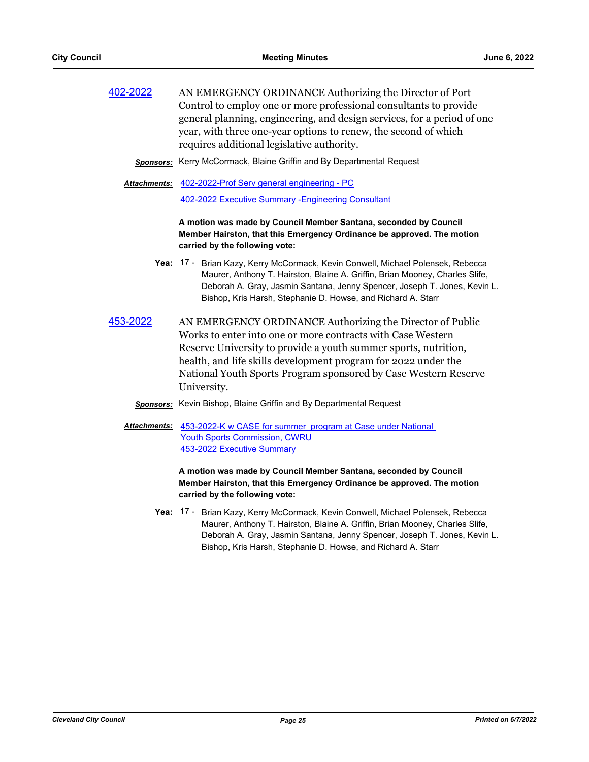**402-2022** AN EMERGENCY ORDINANCE Authorizing the Director of Port Control to employ one or more professional consultants to provide general planning, engineering, and design services, for a period of one year, with three one-year options to renew, the second of which requires additional legislative authority.

***Sponsors:*** Kerry McCormack, Blaine Griffin and By Departmental Request

***Attachments:*** 402-2022-Prof Serv general engineering - PC

402-2022 Executive Summary -Engineering Consultant

**A motion was made by Council Member Santana, seconded by Council Member Hairston, that this Emergency Ordinance be approved. The motion carried by the following vote:**

**Yea:** 17 - Brian Kazy, Kerry McCormack, Kevin Conwell, Michael Polensek, Rebecca Maurer, Anthony T. Hairston, Blaine A. Griffin, Brian Mooney, Charles Slife, Deborah A. Gray, Jasmin Santana, Jenny Spencer, Joseph T. Jones, Kevin L. Bishop, Kris Harsh, Stephanie D. Howse, and Richard A. Starr

**453-2022** AN EMERGENCY ORDINANCE Authorizing the Director of Public Works to enter into one or more contracts with Case Western Reserve University to provide a youth summer sports, nutrition, health, and life skills development program for 2022 under the National Youth Sports Program sponsored by Case Western Reserve University.

***Sponsors:*** Kevin Bishop, Blaine Griffin and By Departmental Request

***Attachments:*** 453-2022-K w CASE for summer program at Case under National Youth Sports Commission, CWRU

453-2022 Executive Summary

**A motion was made by Council Member Santana, seconded by Council Member Hairston, that this Emergency Ordinance be approved. The motion carried by the following vote:**

**Yea:** 17 - Brian Kazy, Kerry McCormack, Kevin Conwell, Michael Polensek, Rebecca Maurer, Anthony T. Hairston, Blaine A. Griffin, Brian Mooney, Charles Slife, Deborah A. Gray, Jasmin Santana, Jenny Spencer, Joseph T. Jones, Kevin L. Bishop, Kris Harsh, Stephanie D. Howse, and Richard A. Starr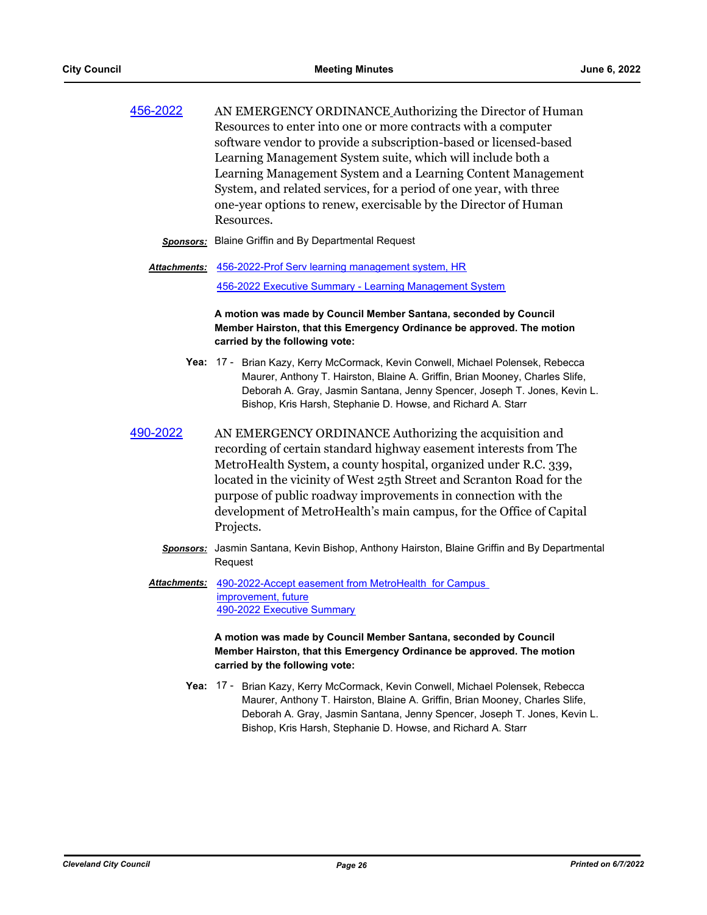**456-2022** AN EMERGENCY ORDINANCE Authorizing the Director of Human Resources to enter into one or more contracts with a computer software vendor to provide a subscription-based or licensed-based Learning Management System suite, which will include both a Learning Management System and a Learning Content Management System, and related services, for a period of one year, with three one-year options to renew, exercisable by the Director of Human Resources.

***Sponsors:*** Blaine Griffin and By Departmental Request

***Attachments:*** 456-2022-Prof Serv learning management system, HR
456-2022 Executive Summary - Learning Management System

**A motion was made by Council Member Santana, seconded by Council Member Hairston, that this Emergency Ordinance be approved. The motion carried by the following vote:**

**Yea:** 17 - Brian Kazy, Kerry McCormack, Kevin Conwell, Michael Polensek, Rebecca Maurer, Anthony T. Hairston, Blaine A. Griffin, Brian Mooney, Charles Slife, Deborah A. Gray, Jasmin Santana, Jenny Spencer, Joseph T. Jones, Kevin L. Bishop, Kris Harsh, Stephanie D. Howse, and Richard A. Starr

**490-2022** AN EMERGENCY ORDINANCE Authorizing the acquisition and recording of certain standard highway easement interests from The MetroHealth System, a county hospital, organized under R.C. 339, located in the vicinity of West 25th Street and Scranton Road for the purpose of public roadway improvements in connection with the development of MetroHealth's main campus, for the Office of Capital Projects.

***Sponsors:*** Jasmin Santana, Kevin Bishop, Anthony Hairston, Blaine Griffin and By Departmental Request

***Attachments:*** 490-2022-Accept easement from MetroHealth for Campus improvement, future
490-2022 Executive Summary

**A motion was made by Council Member Santana, seconded by Council Member Hairston, that this Emergency Ordinance be approved. The motion carried by the following vote:**

**Yea:** 17 - Brian Kazy, Kerry McCormack, Kevin Conwell, Michael Polensek, Rebecca Maurer, Anthony T. Hairston, Blaine A. Griffin, Brian Mooney, Charles Slife, Deborah A. Gray, Jasmin Santana, Jenny Spencer, Joseph T. Jones, Kevin L. Bishop, Kris Harsh, Stephanie D. Howse, and Richard A. Starr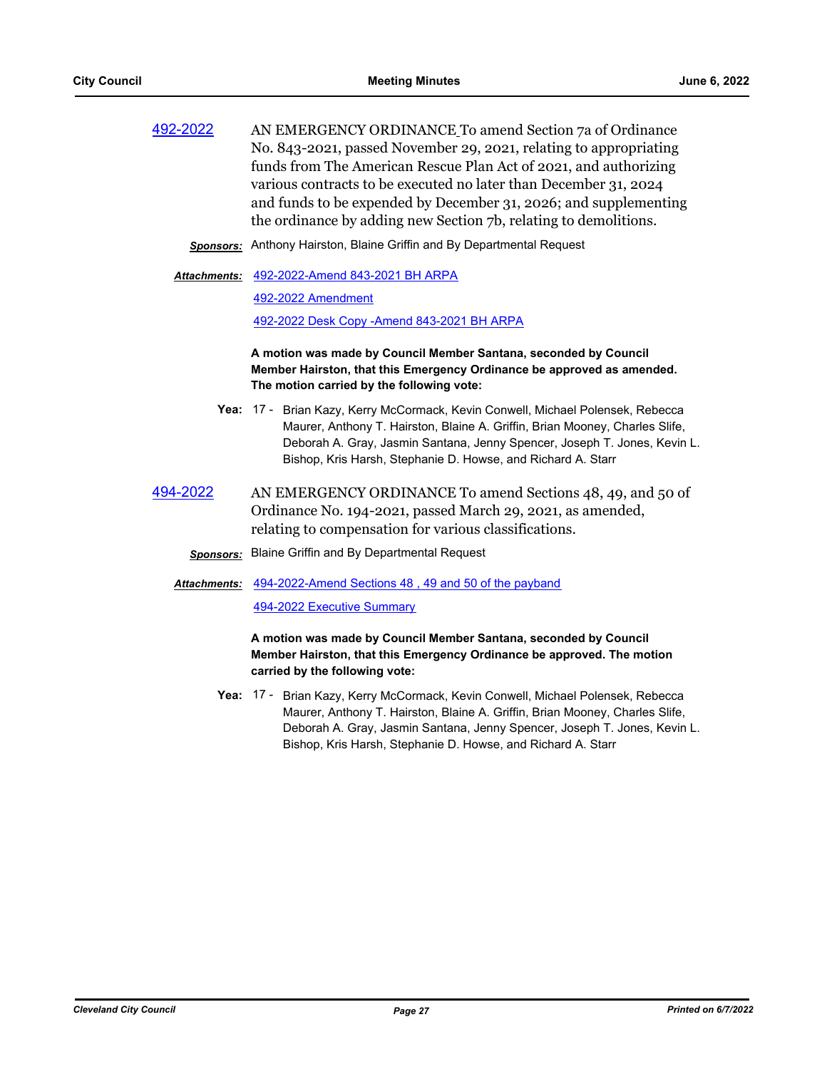**492-2022** AN EMERGENCY ORDINANCE To amend Section 7a of Ordinance No. 843-2021, passed November 29, 2021, relating to appropriating funds from The American Rescue Plan Act of 2021, and authorizing various contracts to be executed no later than December 31, 2024 and funds to be expended by December 31, 2026; and supplementing the ordinance by adding new Section 7b, relating to demolitions.

***Sponsors:*** Anthony Hairston, Blaine Griffin and By Departmental Request

***Attachments:*** 492-2022-Amend 843-2021 BH ARPA

492-2022 Amendment

492-2022 Desk Copy -Amend 843-2021 BH ARPA

**A motion was made by Council Member Santana, seconded by Council Member Hairston, that this Emergency Ordinance be approved as amended. The motion carried by the following vote:**

**Yea:** 17 - Brian Kazy, Kerry McCormack, Kevin Conwell, Michael Polensek, Rebecca Maurer, Anthony T. Hairston, Blaine A. Griffin, Brian Mooney, Charles Slife, Deborah A. Gray, Jasmin Santana, Jenny Spencer, Joseph T. Jones, Kevin L. Bishop, Kris Harsh, Stephanie D. Howse, and Richard A. Starr

**494-2022** AN EMERGENCY ORDINANCE To amend Sections 48, 49, and 50 of Ordinance No. 194-2021, passed March 29, 2021, as amended, relating to compensation for various classifications.

***Sponsors:*** Blaine Griffin and By Departmental Request

***Attachments:*** 494-2022-Amend Sections 48 , 49 and 50 of the payband

494-2022 Executive Summary

**A motion was made by Council Member Santana, seconded by Council Member Hairston, that this Emergency Ordinance be approved. The motion carried by the following vote:**

**Yea:** 17 - Brian Kazy, Kerry McCormack, Kevin Conwell, Michael Polensek, Rebecca Maurer, Anthony T. Hairston, Blaine A. Griffin, Brian Mooney, Charles Slife, Deborah A. Gray, Jasmin Santana, Jenny Spencer, Joseph T. Jones, Kevin L. Bishop, Kris Harsh, Stephanie D. Howse, and Richard A. Starr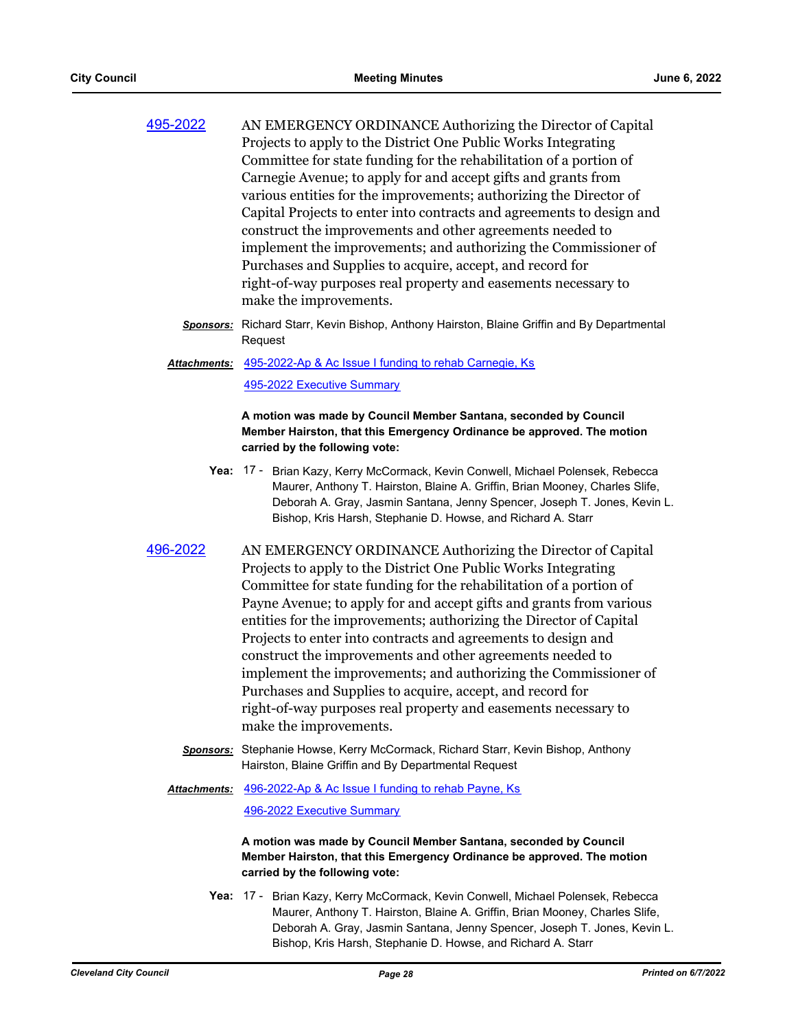[495-2022](495-2022)

AN EMERGENCY ORDINANCE Authorizing the Director of Capital Projects to apply to the District One Public Works Integrating Committee for state funding for the rehabilitation of a portion of Carnegie Avenue; to apply for and accept gifts and grants from various entities for the improvements; authorizing the Director of Capital Projects to enter into contracts and agreements to design and construct the improvements and other agreements needed to implement the improvements; and authorizing the Commissioner of Purchases and Supplies to acquire, accept, and record for right-of-way purposes real property and easements necessary to make the improvements.

***Sponsors:*** Richard Starr, Kevin Bishop, Anthony Hairston, Blaine Griffin and By Departmental Request

***Attachments:*** 495-2022-Ap & Ac Issue I funding to rehab Carnegie, Ks

495-2022 Executive Summary

**A motion was made by Council Member Santana, seconded by Council Member Hairston, that this Emergency Ordinance be approved. The motion carried by the following vote:**

**Yea:** 17 - Brian Kazy, Kerry McCormack, Kevin Conwell, Michael Polensek, Rebecca Maurer, Anthony T. Hairston, Blaine A. Griffin, Brian Mooney, Charles Slife, Deborah A. Gray, Jasmin Santana, Jenny Spencer, Joseph T. Jones, Kevin L. Bishop, Kris Harsh, Stephanie D. Howse, and Richard A. Starr

[496-2022](496-2022)

AN EMERGENCY ORDINANCE Authorizing the Director of Capital Projects to apply to the District One Public Works Integrating Committee for state funding for the rehabilitation of a portion of Payne Avenue; to apply for and accept gifts and grants from various entities for the improvements; authorizing the Director of Capital Projects to enter into contracts and agreements to design and construct the improvements and other agreements needed to implement the improvements; and authorizing the Commissioner of Purchases and Supplies to acquire, accept, and record for right-of-way purposes real property and easements necessary to make the improvements.

***Sponsors:*** Stephanie Howse, Kerry McCormack, Richard Starr, Kevin Bishop, Anthony Hairston, Blaine Griffin and By Departmental Request

***Attachments:*** 496-2022-Ap & Ac Issue I funding to rehab Payne, Ks

496-2022 Executive Summary

**A motion was made by Council Member Santana, seconded by Council Member Hairston, that this Emergency Ordinance be approved. The motion carried by the following vote:**

**Yea:** 17 - Brian Kazy, Kerry McCormack, Kevin Conwell, Michael Polensek, Rebecca Maurer, Anthony T. Hairston, Blaine A. Griffin, Brian Mooney, Charles Slife, Deborah A. Gray, Jasmin Santana, Jenny Spencer, Joseph T. Jones, Kevin L. Bishop, Kris Harsh, Stephanie D. Howse, and Richard A. Starr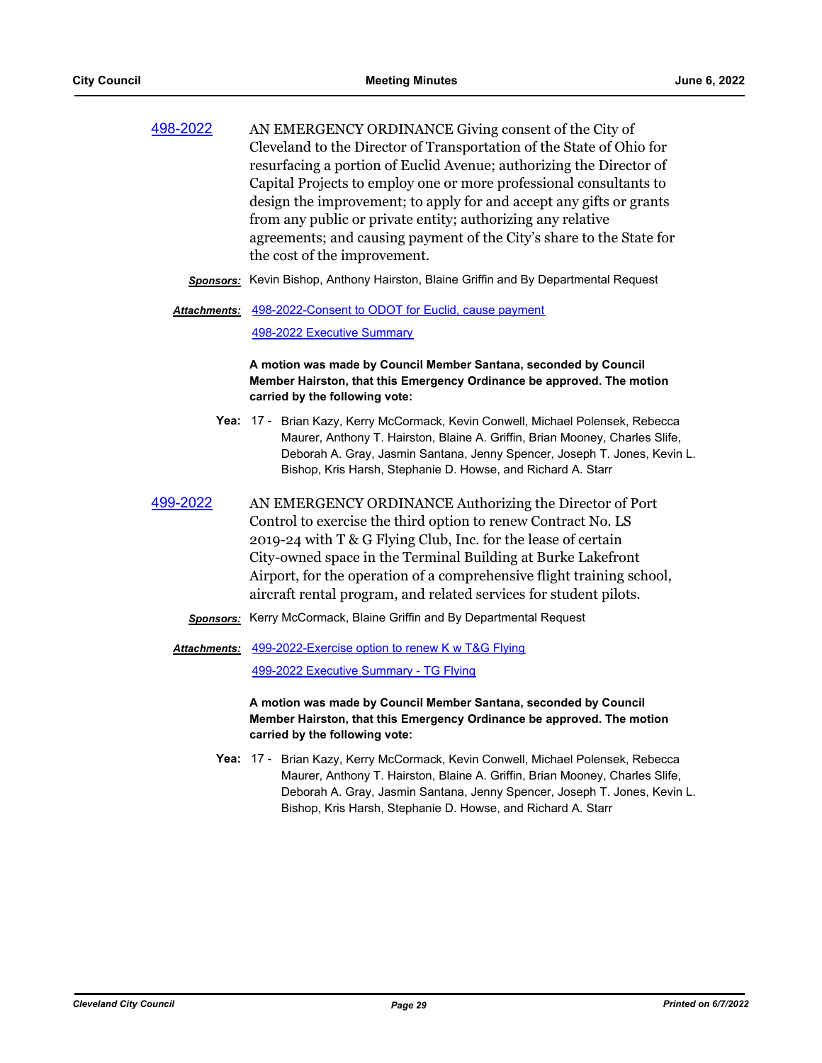[498-2022]

AN EMERGENCY ORDINANCE Giving consent of the City of Cleveland to the Director of Transportation of the State of Ohio for resurfacing a portion of Euclid Avenue; authorizing the Director of Capital Projects to employ one or more professional consultants to design the improvement; to apply for and accept any gifts or grants from any public or private entity; authorizing any relative agreements; and causing payment of the City's share to the State for the cost of the improvement.

***Sponsors:*** Kevin Bishop, Anthony Hairston, Blaine Griffin and By Departmental Request

***Attachments:*** 498-2022-Consent to ODOT for Euclid, cause payment
498-2022 Executive Summary

**A motion was made by Council Member Santana, seconded by Council Member Hairston, that this Emergency Ordinance be approved. The motion carried by the following vote:**

**Yea:** 17 - Brian Kazy, Kerry McCormack, Kevin Conwell, Michael Polensek, Rebecca Maurer, Anthony T. Hairston, Blaine A. Griffin, Brian Mooney, Charles Slife, Deborah A. Gray, Jasmin Santana, Jenny Spencer, Joseph T. Jones, Kevin L. Bishop, Kris Harsh, Stephanie D. Howse, and Richard A. Starr

[499-2022]

AN EMERGENCY ORDINANCE Authorizing the Director of Port Control to exercise the third option to renew Contract No. LS 2019-24 with T & G Flying Club, Inc. for the lease of certain City-owned space in the Terminal Building at Burke Lakefront Airport, for the operation of a comprehensive flight training school, aircraft rental program, and related services for student pilots.

***Sponsors:*** Kerry McCormack, Blaine Griffin and By Departmental Request

***Attachments:*** 499-2022-Exercise option to renew K w T&G Flying
499-2022 Executive Summary - TG Flying

**A motion was made by Council Member Santana, seconded by Council Member Hairston, that this Emergency Ordinance be approved. The motion carried by the following vote:**

**Yea:** 17 - Brian Kazy, Kerry McCormack, Kevin Conwell, Michael Polensek, Rebecca Maurer, Anthony T. Hairston, Blaine A. Griffin, Brian Mooney, Charles Slife, Deborah A. Gray, Jasmin Santana, Jenny Spencer, Joseph T. Jones, Kevin L. Bishop, Kris Harsh, Stephanie D. Howse, and Richard A. Starr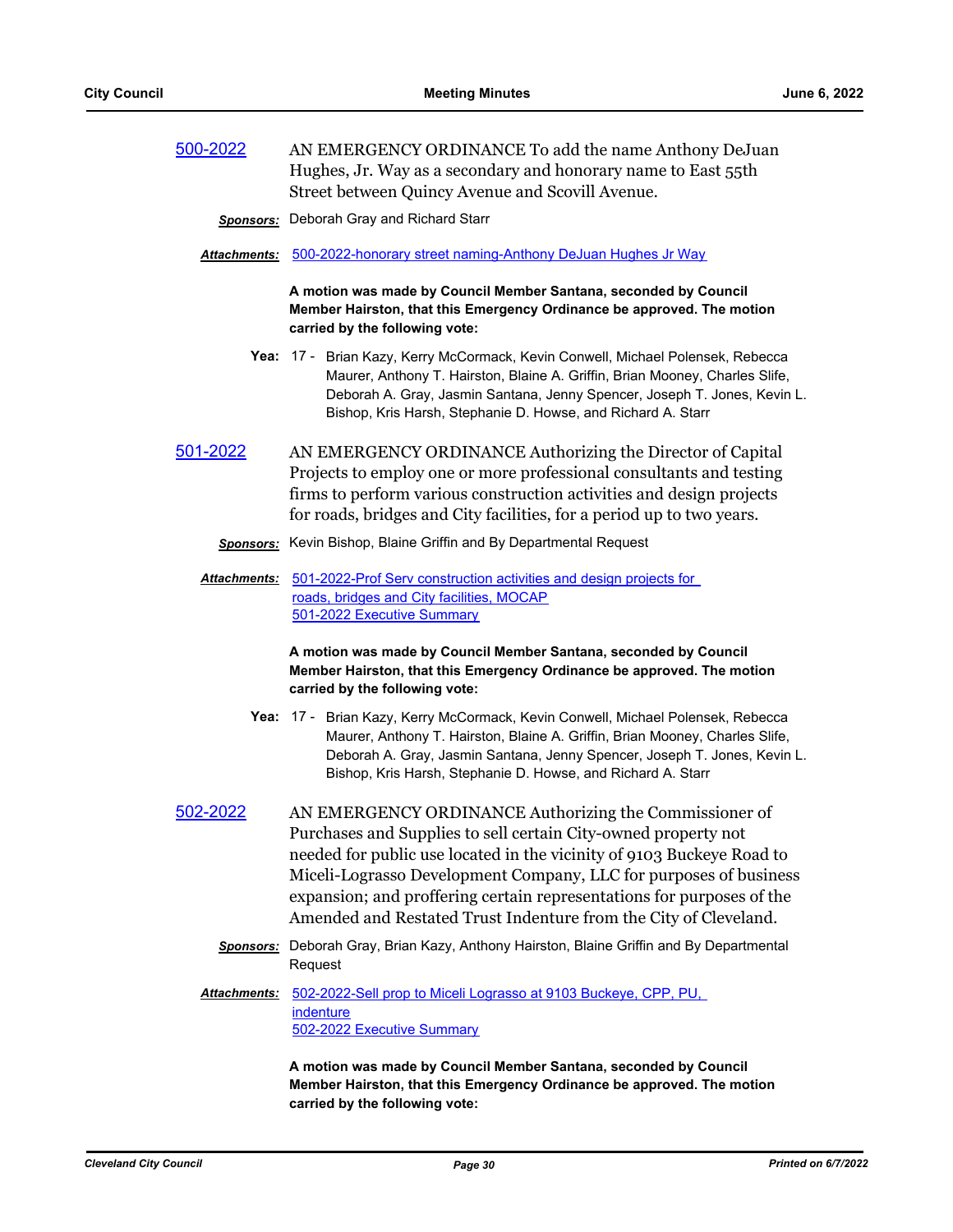**500-2022** AN EMERGENCY ORDINANCE To add the name Anthony DeJuan Hughes, Jr. Way as a secondary and honorary name to East 55th Street between Quincy Avenue and Scovill Avenue.

***Sponsors:*** Deborah Gray and Richard Starr

***Attachments:*** 500-2022-honorary street naming-Anthony DeJuan Hughes Jr Way

**A motion was made by Council Member Santana, seconded by Council Member Hairston, that this Emergency Ordinance be approved. The motion carried by the following vote:**

**Yea:** 17 - Brian Kazy, Kerry McCormack, Kevin Conwell, Michael Polensek, Rebecca Maurer, Anthony T. Hairston, Blaine A. Griffin, Brian Mooney, Charles Slife, Deborah A. Gray, Jasmin Santana, Jenny Spencer, Joseph T. Jones, Kevin L. Bishop, Kris Harsh, Stephanie D. Howse, and Richard A. Starr

**501-2022** AN EMERGENCY ORDINANCE Authorizing the Director of Capital Projects to employ one or more professional consultants and testing firms to perform various construction activities and design projects for roads, bridges and City facilities, for a period up to two years.

***Sponsors:*** Kevin Bishop, Blaine Griffin and By Departmental Request

***Attachments:*** 501-2022-Prof Serv construction activities and design projects for roads, bridges and City facilities, MOCAP
501-2022 Executive Summary

**A motion was made by Council Member Santana, seconded by Council Member Hairston, that this Emergency Ordinance be approved. The motion carried by the following vote:**

**Yea:** 17 - Brian Kazy, Kerry McCormack, Kevin Conwell, Michael Polensek, Rebecca Maurer, Anthony T. Hairston, Blaine A. Griffin, Brian Mooney, Charles Slife, Deborah A. Gray, Jasmin Santana, Jenny Spencer, Joseph T. Jones, Kevin L. Bishop, Kris Harsh, Stephanie D. Howse, and Richard A. Starr

**502-2022** AN EMERGENCY ORDINANCE Authorizing the Commissioner of Purchases and Supplies to sell certain City-owned property not needed for public use located in the vicinity of 9103 Buckeye Road to Miceli-Lograsso Development Company, LLC for purposes of business expansion; and proffering certain representations for purposes of the Amended and Restated Trust Indenture from the City of Cleveland.

***Sponsors:*** Deborah Gray, Brian Kazy, Anthony Hairston, Blaine Griffin and By Departmental Request

***Attachments:*** 502-2022-Sell prop to Miceli Lograsso at 9103 Buckeye, CPP, PU, indenture
502-2022 Executive Summary

**A motion was made by Council Member Santana, seconded by Council Member Hairston, that this Emergency Ordinance be approved. The motion carried by the following vote:**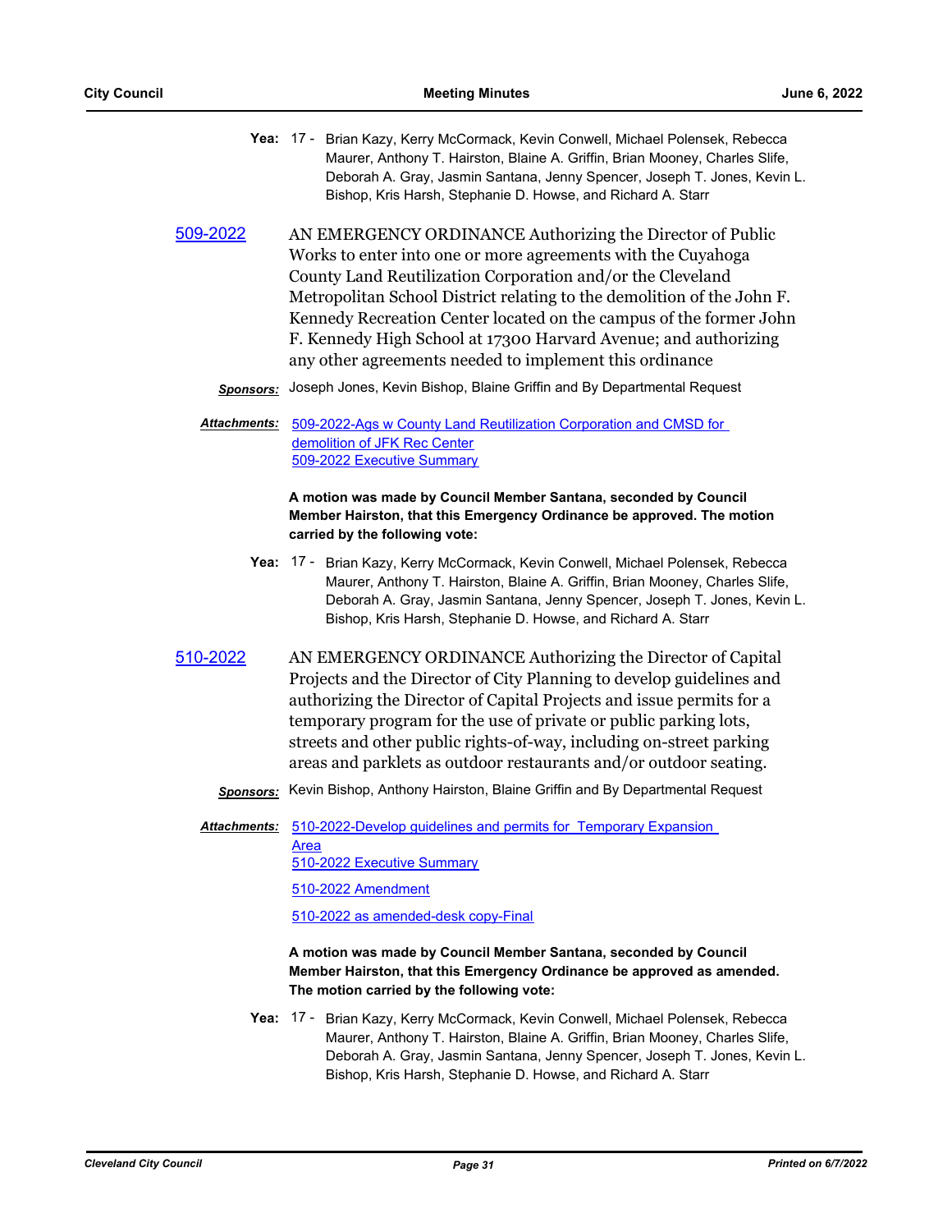**Yea:** 17 - Brian Kazy, Kerry McCormack, Kevin Conwell, Michael Polensek, Rebecca Maurer, Anthony T. Hairston, Blaine A. Griffin, Brian Mooney, Charles Slife, Deborah A. Gray, Jasmin Santana, Jenny Spencer, Joseph T. Jones, Kevin L. Bishop, Kris Harsh, Stephanie D. Howse, and Richard A. Starr

**509-2022** AN EMERGENCY ORDINANCE Authorizing the Director of Public Works to enter into one or more agreements with the Cuyahoga County Land Reutilization Corporation and/or the Cleveland Metropolitan School District relating to the demolition of the John F. Kennedy Recreation Center located on the campus of the former John F. Kennedy High School at 17300 Harvard Avenue; and authorizing any other agreements needed to implement this ordinance

***Sponsors:*** Joseph Jones, Kevin Bishop, Blaine Griffin and By Departmental Request

***Attachments:*** 509-2022-Ags w County Land Reutilization Corporation and CMSD for demolition of JFK Rec Center
509-2022 Executive Summary

**A motion was made by Council Member Santana, seconded by Council Member Hairston, that this Emergency Ordinance be approved. The motion carried by the following vote:**

**Yea:** 17 - Brian Kazy, Kerry McCormack, Kevin Conwell, Michael Polensek, Rebecca Maurer, Anthony T. Hairston, Blaine A. Griffin, Brian Mooney, Charles Slife, Deborah A. Gray, Jasmin Santana, Jenny Spencer, Joseph T. Jones, Kevin L. Bishop, Kris Harsh, Stephanie D. Howse, and Richard A. Starr

**510-2022** AN EMERGENCY ORDINANCE Authorizing the Director of Capital Projects and the Director of City Planning to develop guidelines and authorizing the Director of Capital Projects and issue permits for a temporary program for the use of private or public parking lots, streets and other public rights-of-way, including on-street parking areas and parklets as outdoor restaurants and/or outdoor seating.

***Sponsors:*** Kevin Bishop, Anthony Hairston, Blaine Griffin and By Departmental Request

***Attachments:*** 510-2022-Develop guidelines and permits for Temporary Expansion Area
510-2022 Executive Summary
510-2022 Amendment
510-2022 as amended-desk copy-Final

**A motion was made by Council Member Santana, seconded by Council Member Hairston, that this Emergency Ordinance be approved as amended. The motion carried by the following vote:**

**Yea:** 17 - Brian Kazy, Kerry McCormack, Kevin Conwell, Michael Polensek, Rebecca Maurer, Anthony T. Hairston, Blaine A. Griffin, Brian Mooney, Charles Slife, Deborah A. Gray, Jasmin Santana, Jenny Spencer, Joseph T. Jones, Kevin L. Bishop, Kris Harsh, Stephanie D. Howse, and Richard A. Starr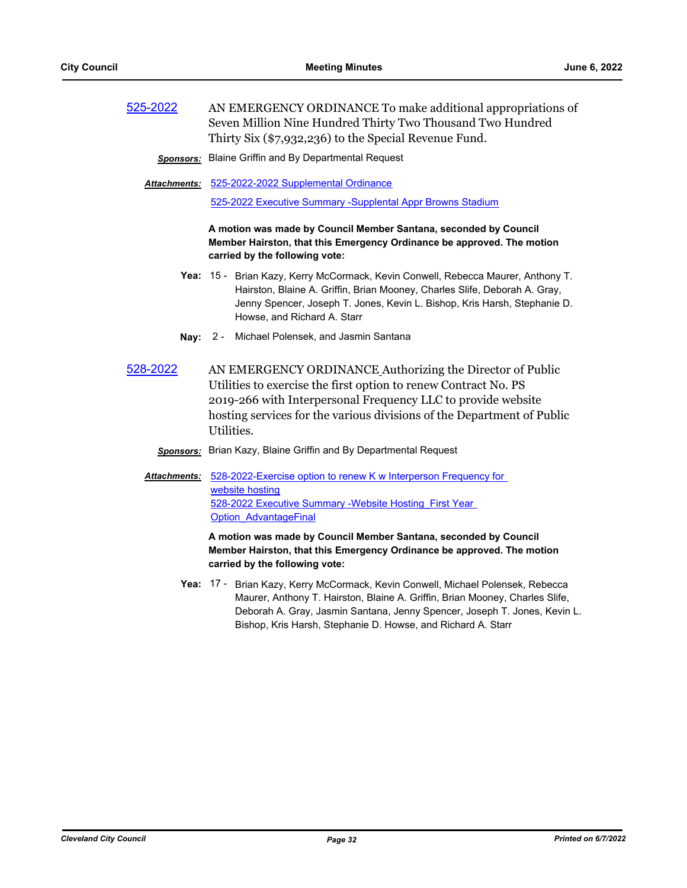**525-2022** AN EMERGENCY ORDINANCE To make additional appropriations of Seven Million Nine Hundred Thirty Two Thousand Two Hundred Thirty Six ($7,932,236) to the Special Revenue Fund.

***Sponsors:*** Blaine Griffin and By Departmental Request

***Attachments:*** 525-2022-2022 Supplemental Ordinance
525-2022 Executive Summary -Supplental Appr Browns Stadium

**A motion was made by Council Member Santana, seconded by Council Member Hairston, that this Emergency Ordinance be approved. The motion carried by the following vote:**

**Yea:** 15 - Brian Kazy, Kerry McCormack, Kevin Conwell, Rebecca Maurer, Anthony T. Hairston, Blaine A. Griffin, Brian Mooney, Charles Slife, Deborah A. Gray, Jenny Spencer, Joseph T. Jones, Kevin L. Bishop, Kris Harsh, Stephanie D. Howse, and Richard A. Starr

**Nay:** 2 - Michael Polensek, and Jasmin Santana

**528-2022** AN EMERGENCY ORDINANCE Authorizing the Director of Public Utilities to exercise the first option to renew Contract No. PS 2019-266 with Interpersonal Frequency LLC to provide website hosting services for the various divisions of the Department of Public Utilities.

***Sponsors:*** Brian Kazy, Blaine Griffin and By Departmental Request

***Attachments:*** 528-2022-Exercise option to renew K w Interperson Frequency for website hosting
528-2022 Executive Summary -Website Hosting_First Year Option_AdvantageFinal

**A motion was made by Council Member Santana, seconded by Council Member Hairston, that this Emergency Ordinance be approved. The motion carried by the following vote:**

**Yea:** 17 - Brian Kazy, Kerry McCormack, Kevin Conwell, Michael Polensek, Rebecca Maurer, Anthony T. Hairston, Blaine A. Griffin, Brian Mooney, Charles Slife, Deborah A. Gray, Jasmin Santana, Jenny Spencer, Joseph T. Jones, Kevin L. Bishop, Kris Harsh, Stephanie D. Howse, and Richard A. Starr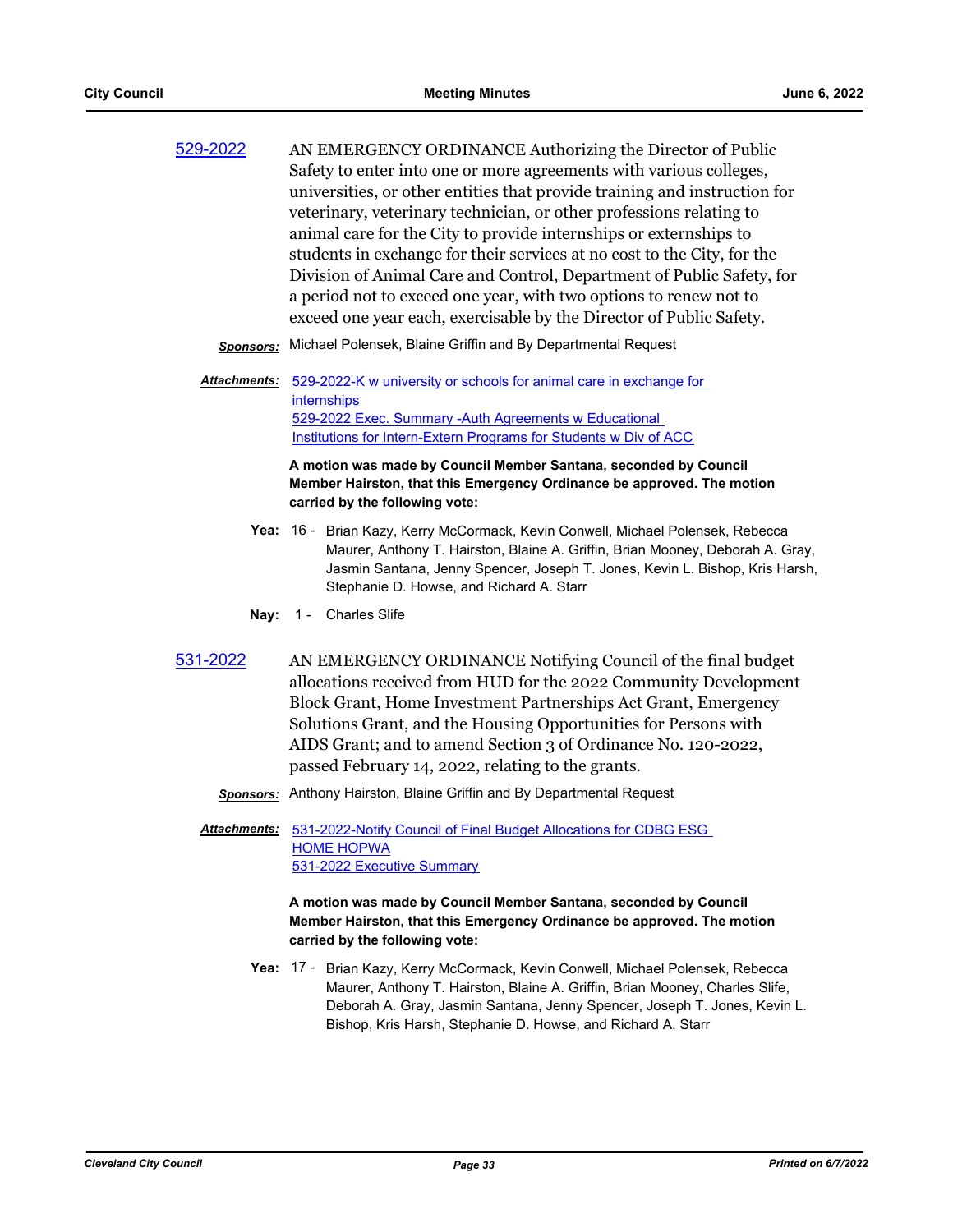[529-2022](#) AN EMERGENCY ORDINANCE Authorizing the Director of Public Safety to enter into one or more agreements with various colleges, universities, or other entities that provide training and instruction for veterinary, veterinary technician, or other professions relating to animal care for the City to provide internships or externships to students in exchange for their services at no cost to the City, for the Division of Animal Care and Control, Department of Public Safety, for a period not to exceed one year, with two options to renew not to exceed one year each, exercisable by the Director of Public Safety.

***Sponsors:*** Michael Polensek, Blaine Griffin and By Departmental Request

***Attachments:*** [529-2022-K w university or schools for animal care in exchange for internships](#)
[529-2022 Exec. Summary -Auth Agreements w Educational Institutions for Intern-Extern Programs for Students w Div of ACC](#)

**A motion was made by Council Member Santana, seconded by Council Member Hairston, that this Emergency Ordinance be approved. The motion carried by the following vote:**

**Yea:** 16 - Brian Kazy, Kerry McCormack, Kevin Conwell, Michael Polensek, Rebecca Maurer, Anthony T. Hairston, Blaine A. Griffin, Brian Mooney, Deborah A. Gray, Jasmin Santana, Jenny Spencer, Joseph T. Jones, Kevin L. Bishop, Kris Harsh, Stephanie D. Howse, and Richard A. Starr

**Nay:** 1 - Charles Slife

[531-2022](#) AN EMERGENCY ORDINANCE Notifying Council of the final budget allocations received from HUD for the 2022 Community Development Block Grant, Home Investment Partnerships Act Grant, Emergency Solutions Grant, and the Housing Opportunities for Persons with AIDS Grant; and to amend Section 3 of Ordinance No. 120-2022, passed February 14, 2022, relating to the grants.

***Sponsors:*** Anthony Hairston, Blaine Griffin and By Departmental Request

***Attachments:*** [531-2022-Notify Council of Final Budget Allocations for CDBG ESG HOME HOPWA](#)
[531-2022 Executive Summary](#)

**A motion was made by Council Member Santana, seconded by Council Member Hairston, that this Emergency Ordinance be approved. The motion carried by the following vote:**

**Yea:** 17 - Brian Kazy, Kerry McCormack, Kevin Conwell, Michael Polensek, Rebecca Maurer, Anthony T. Hairston, Blaine A. Griffin, Brian Mooney, Charles Slife, Deborah A. Gray, Jasmin Santana, Jenny Spencer, Joseph T. Jones, Kevin L. Bishop, Kris Harsh, Stephanie D. Howse, and Richard A. Starr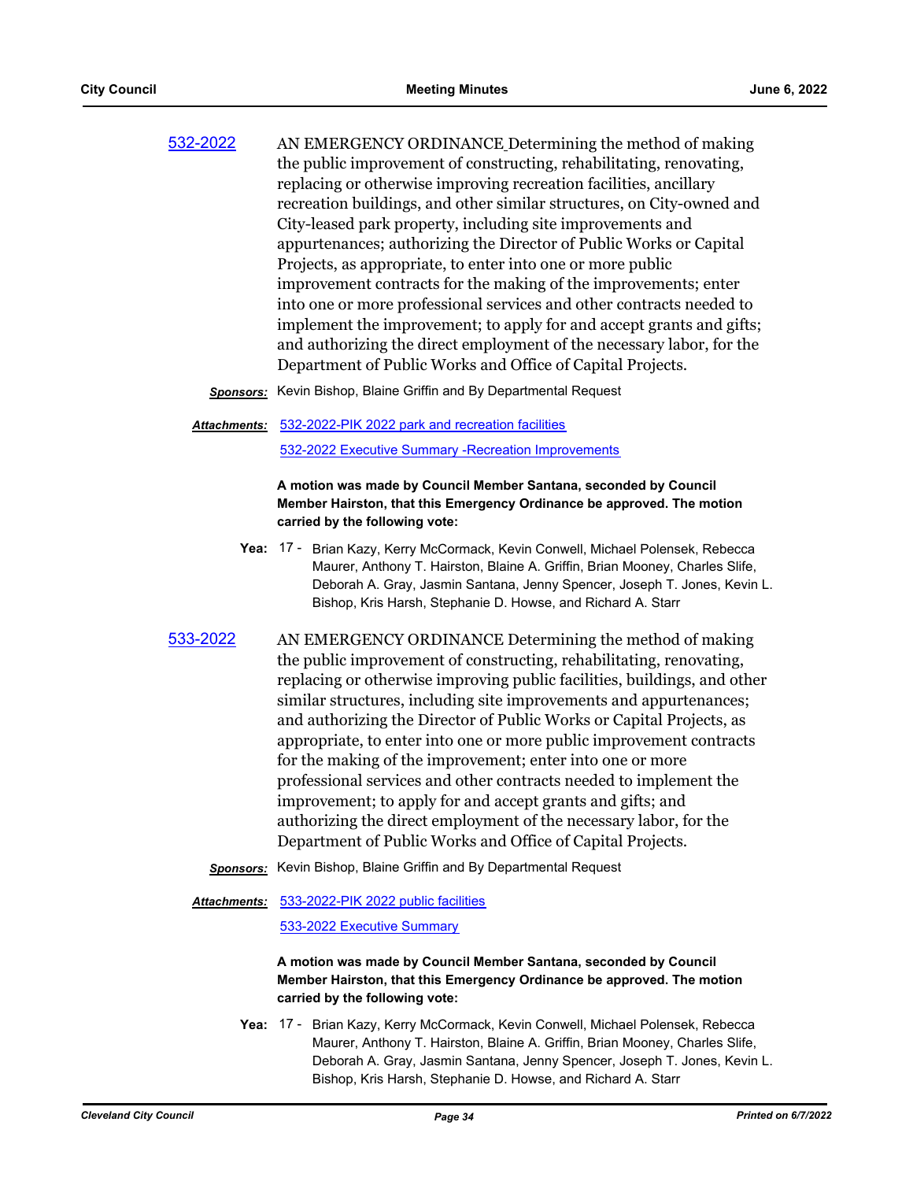**532-2022** AN EMERGENCY ORDINANCE Determining the method of making the public improvement of constructing, rehabilitating, renovating, replacing or otherwise improving recreation facilities, ancillary recreation buildings, and other similar structures, on City-owned and City-leased park property, including site improvements and appurtenances; authorizing the Director of Public Works or Capital Projects, as appropriate, to enter into one or more public improvement contracts for the making of the improvements; enter into one or more professional services and other contracts needed to implement the improvement; to apply for and accept grants and gifts; and authorizing the direct employment of the necessary labor, for the Department of Public Works and Office of Capital Projects.

***Sponsors:*** Kevin Bishop, Blaine Griffin and By Departmental Request

***Attachments:*** 532-2022-PIK 2022 park and recreation facilities
532-2022 Executive Summary -Recreation Improvements

**A motion was made by Council Member Santana, seconded by Council Member Hairston, that this Emergency Ordinance be approved. The motion carried by the following vote:**

**Yea:** 17 - Brian Kazy, Kerry McCormack, Kevin Conwell, Michael Polensek, Rebecca Maurer, Anthony T. Hairston, Blaine A. Griffin, Brian Mooney, Charles Slife, Deborah A. Gray, Jasmin Santana, Jenny Spencer, Joseph T. Jones, Kevin L. Bishop, Kris Harsh, Stephanie D. Howse, and Richard A. Starr

**533-2022** AN EMERGENCY ORDINANCE Determining the method of making the public improvement of constructing, rehabilitating, renovating, replacing or otherwise improving public facilities, buildings, and other similar structures, including site improvements and appurtenances; and authorizing the Director of Public Works or Capital Projects, as appropriate, to enter into one or more public improvement contracts for the making of the improvement; enter into one or more professional services and other contracts needed to implement the improvement; to apply for and accept grants and gifts; and authorizing the direct employment of the necessary labor, for the Department of Public Works and Office of Capital Projects.

***Sponsors:*** Kevin Bishop, Blaine Griffin and By Departmental Request

***Attachments:*** 533-2022-PIK 2022 public facilities
533-2022 Executive Summary

**A motion was made by Council Member Santana, seconded by Council Member Hairston, that this Emergency Ordinance be approved. The motion carried by the following vote:**

**Yea:** 17 - Brian Kazy, Kerry McCormack, Kevin Conwell, Michael Polensek, Rebecca Maurer, Anthony T. Hairston, Blaine A. Griffin, Brian Mooney, Charles Slife, Deborah A. Gray, Jasmin Santana, Jenny Spencer, Joseph T. Jones, Kevin L. Bishop, Kris Harsh, Stephanie D. Howse, and Richard A. Starr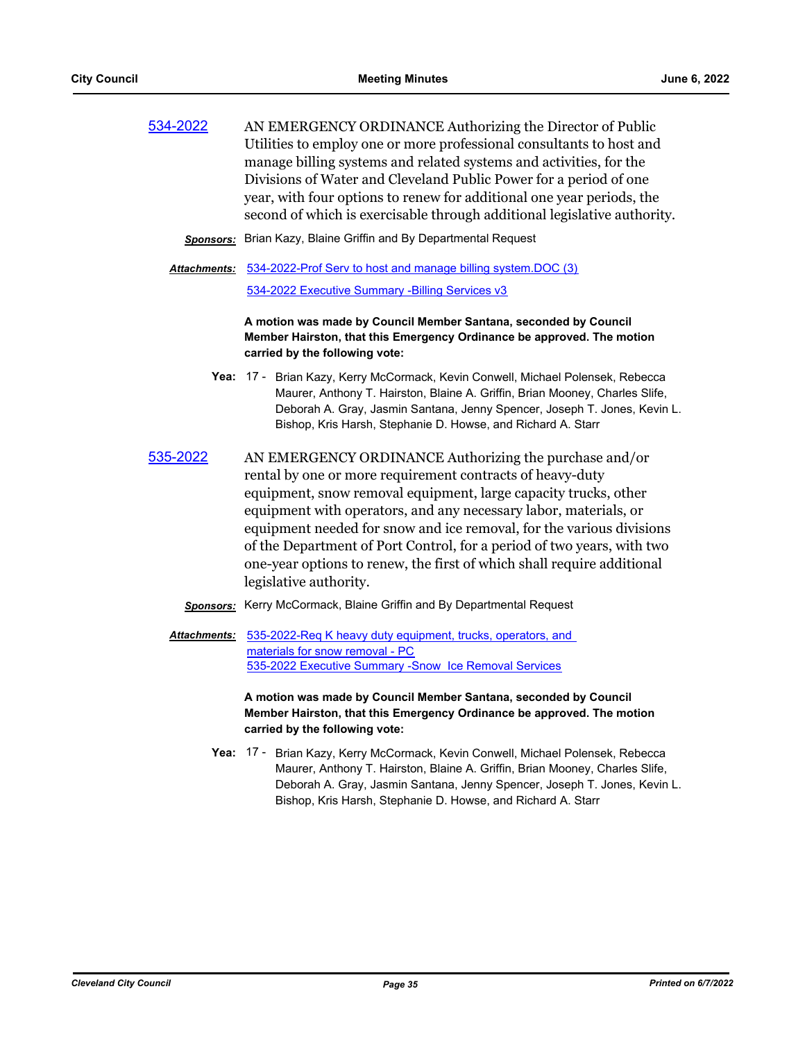534-2022 AN EMERGENCY ORDINANCE Authorizing the Director of Public Utilities to employ one or more professional consultants to host and manage billing systems and related systems and activities, for the Divisions of Water and Cleveland Public Power for a period of one year, with four options to renew for additional one year periods, the second of which is exercisable through additional legislative authority.

***Sponsors:*** Brian Kazy, Blaine Griffin and By Departmental Request

***Attachments:*** 534-2022-Prof Serv to host and manage billing system.DOC (3)
534-2022 Executive Summary -Billing Services v3

**A motion was made by Council Member Santana, seconded by Council Member Hairston, that this Emergency Ordinance be approved. The motion carried by the following vote:**

**Yea:** 17 - Brian Kazy, Kerry McCormack, Kevin Conwell, Michael Polensek, Rebecca Maurer, Anthony T. Hairston, Blaine A. Griffin, Brian Mooney, Charles Slife, Deborah A. Gray, Jasmin Santana, Jenny Spencer, Joseph T. Jones, Kevin L. Bishop, Kris Harsh, Stephanie D. Howse, and Richard A. Starr

535-2022 AN EMERGENCY ORDINANCE Authorizing the purchase and/or rental by one or more requirement contracts of heavy-duty equipment, snow removal equipment, large capacity trucks, other equipment with operators, and any necessary labor, materials, or equipment needed for snow and ice removal, for the various divisions of the Department of Port Control, for a period of two years, with two one-year options to renew, the first of which shall require additional legislative authority.

***Sponsors:*** Kerry McCormack, Blaine Griffin and By Departmental Request

***Attachments:*** 535-2022-Req K heavy duty equipment, trucks, operators, and materials for snow removal - PC
535-2022 Executive Summary -Snow Ice Removal Services

**A motion was made by Council Member Santana, seconded by Council Member Hairston, that this Emergency Ordinance be approved. The motion carried by the following vote:**

**Yea:** 17 - Brian Kazy, Kerry McCormack, Kevin Conwell, Michael Polensek, Rebecca Maurer, Anthony T. Hairston, Blaine A. Griffin, Brian Mooney, Charles Slife, Deborah A. Gray, Jasmin Santana, Jenny Spencer, Joseph T. Jones, Kevin L. Bishop, Kris Harsh, Stephanie D. Howse, and Richard A. Starr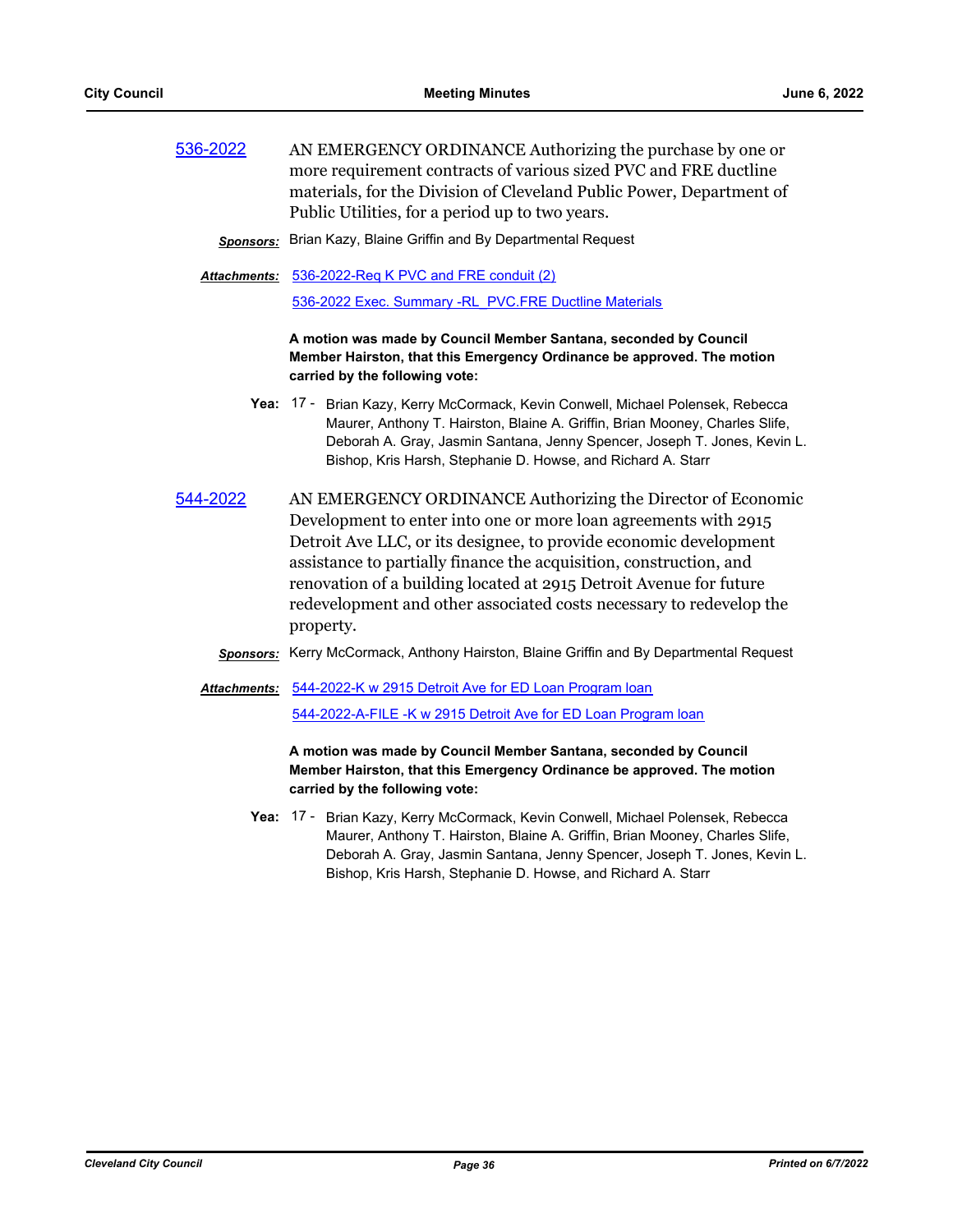[536-2022] AN EMERGENCY ORDINANCE Authorizing the purchase by one or more requirement contracts of various sized PVC and FRE ductline materials, for the Division of Cleveland Public Power, Department of Public Utilities, for a period up to two years.

***Sponsors:*** Brian Kazy, Blaine Griffin and By Departmental Request

***Attachments:*** 536-2022-Req K PVC and FRE conduit (2)

536-2022 Exec. Summary -RL_PVC.FRE Ductline Materials

**A motion was made by Council Member Santana, seconded by Council Member Hairston, that this Emergency Ordinance be approved. The motion carried by the following vote:**

**Yea:** 17 - Brian Kazy, Kerry McCormack, Kevin Conwell, Michael Polensek, Rebecca Maurer, Anthony T. Hairston, Blaine A. Griffin, Brian Mooney, Charles Slife, Deborah A. Gray, Jasmin Santana, Jenny Spencer, Joseph T. Jones, Kevin L. Bishop, Kris Harsh, Stephanie D. Howse, and Richard A. Starr

[544-2022] AN EMERGENCY ORDINANCE Authorizing the Director of Economic Development to enter into one or more loan agreements with 2915 Detroit Ave LLC, or its designee, to provide economic development assistance to partially finance the acquisition, construction, and renovation of a building located at 2915 Detroit Avenue for future redevelopment and other associated costs necessary to redevelop the property.

***Sponsors:*** Kerry McCormack, Anthony Hairston, Blaine Griffin and By Departmental Request

***Attachments:*** 544-2022-K w 2915 Detroit Ave for ED Loan Program loan

544-2022-A-FILE -K w 2915 Detroit Ave for ED Loan Program loan

**A motion was made by Council Member Santana, seconded by Council Member Hairston, that this Emergency Ordinance be approved. The motion carried by the following vote:**

**Yea:** 17 - Brian Kazy, Kerry McCormack, Kevin Conwell, Michael Polensek, Rebecca Maurer, Anthony T. Hairston, Blaine A. Griffin, Brian Mooney, Charles Slife, Deborah A. Gray, Jasmin Santana, Jenny Spencer, Joseph T. Jones, Kevin L. Bishop, Kris Harsh, Stephanie D. Howse, and Richard A. Starr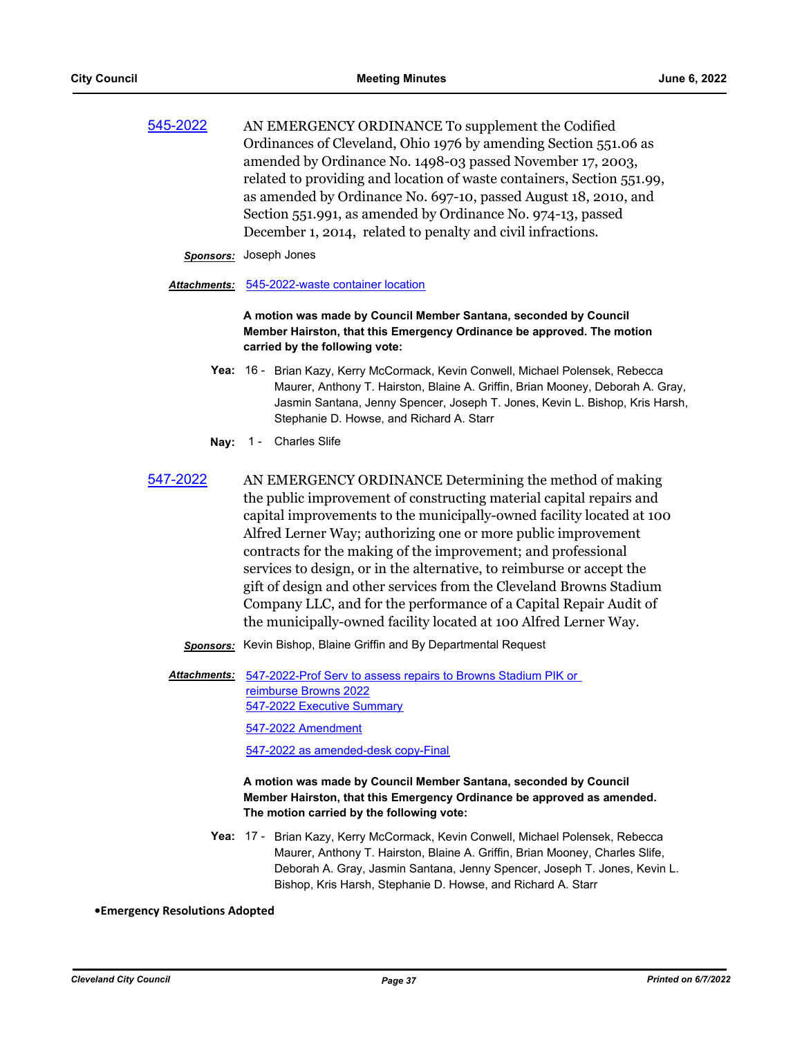[545-2022](545-2022) AN EMERGENCY ORDINANCE To supplement the Codified Ordinances of Cleveland, Ohio 1976 by amending Section 551.06 as amended by Ordinance No. 1498-03 passed November 17, 2003, related to providing and location of waste containers, Section 551.99, as amended by Ordinance No. 697-10, passed August 18, 2010, and Section 551.991, as amended by Ordinance No. 974-13, passed December 1, 2014, related to penalty and civil infractions.

***Sponsors:*** Joseph Jones

***Attachments:*** 545-2022-waste container location

**A motion was made by Council Member Santana, seconded by Council Member Hairston, that this Emergency Ordinance be approved. The motion carried by the following vote:**

**Yea:** 16 - Brian Kazy, Kerry McCormack, Kevin Conwell, Michael Polensek, Rebecca Maurer, Anthony T. Hairston, Blaine A. Griffin, Brian Mooney, Deborah A. Gray, Jasmin Santana, Jenny Spencer, Joseph T. Jones, Kevin L. Bishop, Kris Harsh, Stephanie D. Howse, and Richard A. Starr

**Nay:** 1 - Charles Slife

[547-2022](547-2022) AN EMERGENCY ORDINANCE Determining the method of making the public improvement of constructing material capital repairs and capital improvements to the municipally-owned facility located at 100 Alfred Lerner Way; authorizing one or more public improvement contracts for the making of the improvement; and professional services to design, or in the alternative, to reimburse or accept the gift of design and other services from the Cleveland Browns Stadium Company LLC, and for the performance of a Capital Repair Audit of the municipally-owned facility located at 100 Alfred Lerner Way.

***Sponsors:*** Kevin Bishop, Blaine Griffin and By Departmental Request

***Attachments:*** 547-2022-Prof Serv to assess repairs to Browns Stadium PIK or reimburse Browns 2022
547-2022 Executive Summary
547-2022 Amendment
547-2022 as amended-desk copy-Final

**A motion was made by Council Member Santana, seconded by Council Member Hairston, that this Emergency Ordinance be approved as amended. The motion carried by the following vote:**

**Yea:** 17 - Brian Kazy, Kerry McCormack, Kevin Conwell, Michael Polensek, Rebecca Maurer, Anthony T. Hairston, Blaine A. Griffin, Brian Mooney, Charles Slife, Deborah A. Gray, Jasmin Santana, Jenny Spencer, Joseph T. Jones, Kevin L. Bishop, Kris Harsh, Stephanie D. Howse, and Richard A. Starr

**•Emergency Resolutions Adopted**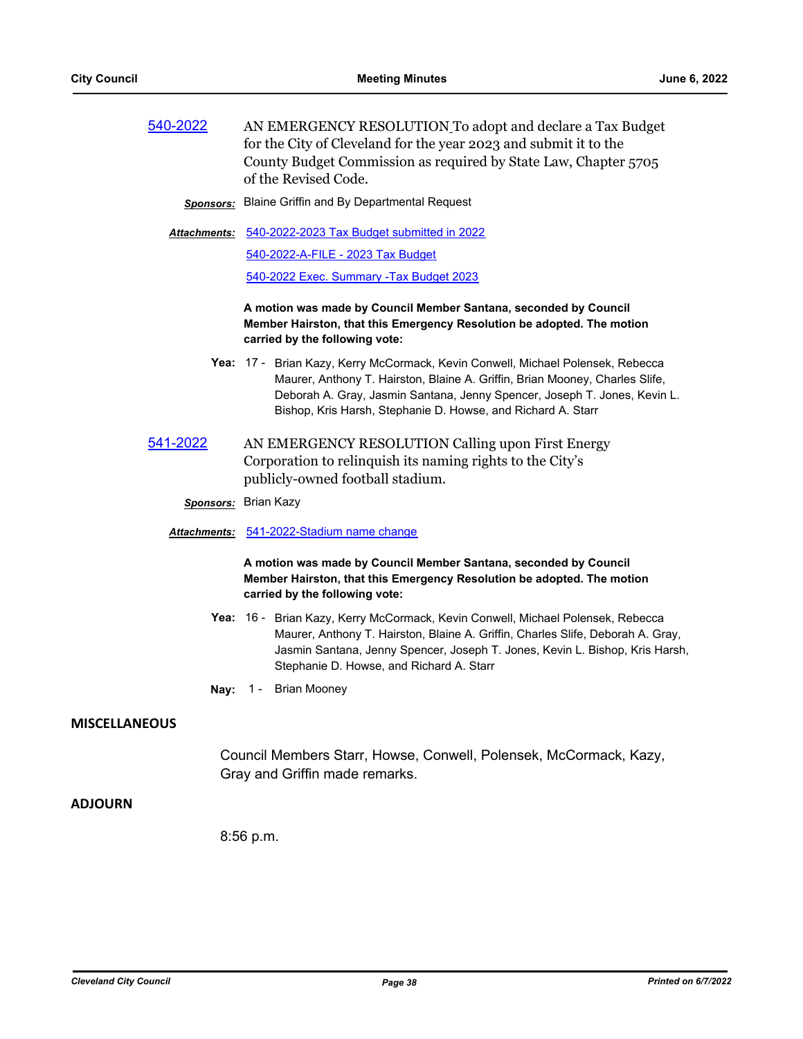[540-2022](#) AN EMERGENCY RESOLUTION To adopt and declare a Tax Budget for the City of Cleveland for the year 2023 and submit it to the County Budget Commission as required by State Law, Chapter 5705 of the Revised Code.

***Sponsors:*** Blaine Griffin and By Departmental Request

***Attachments:*** [540-2022-2023 Tax Budget submitted in 2022](#)
[540-2022-A-FILE - 2023 Tax Budget](#)
[540-2022 Exec. Summary -Tax Budget 2023](#)

**A motion was made by Council Member Santana, seconded by Council Member Hairston, that this Emergency Resolution be adopted. The motion carried by the following vote:**

**Yea:** 17 - Brian Kazy, Kerry McCormack, Kevin Conwell, Michael Polensek, Rebecca Maurer, Anthony T. Hairston, Blaine A. Griffin, Brian Mooney, Charles Slife, Deborah A. Gray, Jasmin Santana, Jenny Spencer, Joseph T. Jones, Kevin L. Bishop, Kris Harsh, Stephanie D. Howse, and Richard A. Starr

[541-2022](#) AN EMERGENCY RESOLUTION Calling upon First Energy Corporation to relinquish its naming rights to the City's publicly-owned football stadium.

***Sponsors:*** Brian Kazy

***Attachments:*** [541-2022-Stadium name change](#)

**A motion was made by Council Member Santana, seconded by Council Member Hairston, that this Emergency Resolution be adopted. The motion carried by the following vote:**

**Yea:** 16 - Brian Kazy, Kerry McCormack, Kevin Conwell, Michael Polensek, Rebecca Maurer, Anthony T. Hairston, Blaine A. Griffin, Charles Slife, Deborah A. Gray, Jasmin Santana, Jenny Spencer, Joseph T. Jones, Kevin L. Bishop, Kris Harsh, Stephanie D. Howse, and Richard A. Starr

**Nay:** 1 - Brian Mooney

## MISCELLANEOUS

Council Members Starr, Howse, Conwell, Polensek, McCormack, Kazy, Gray and Griffin made remarks.

## ADJOURN

8:56 p.m.